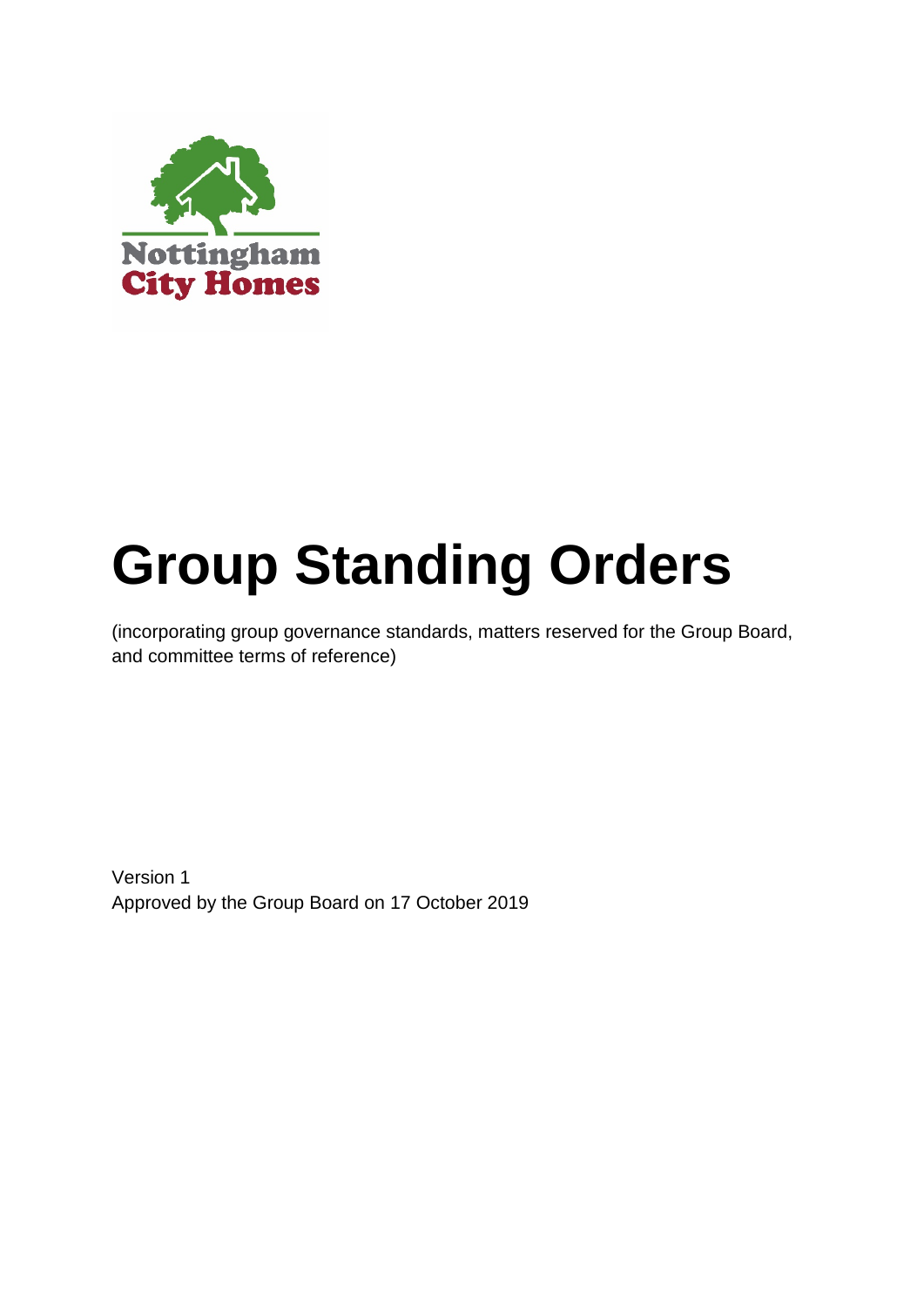# Group Standing Orders

(incorporating group governance standards, matters reserved for the Group Board, and committee terms of reference)

Version 1

Approved by the Group Board on 17 October 2019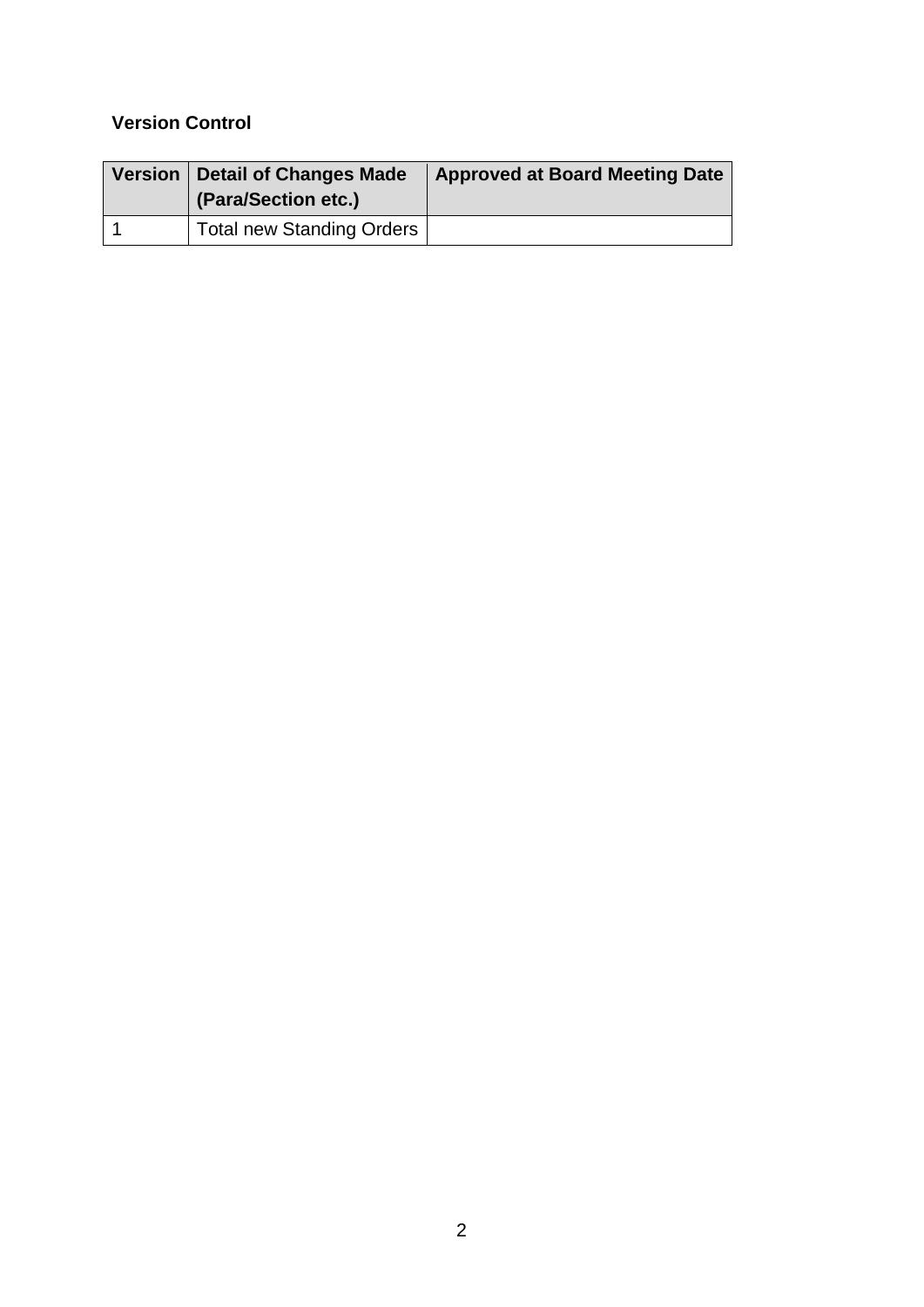**Version Control**

| Version | Detail of Changes Made (Para/Section etc.) | Approved at Board Meeting Date |
| --- | --- | --- |
| 1 | Total new Standing Orders | |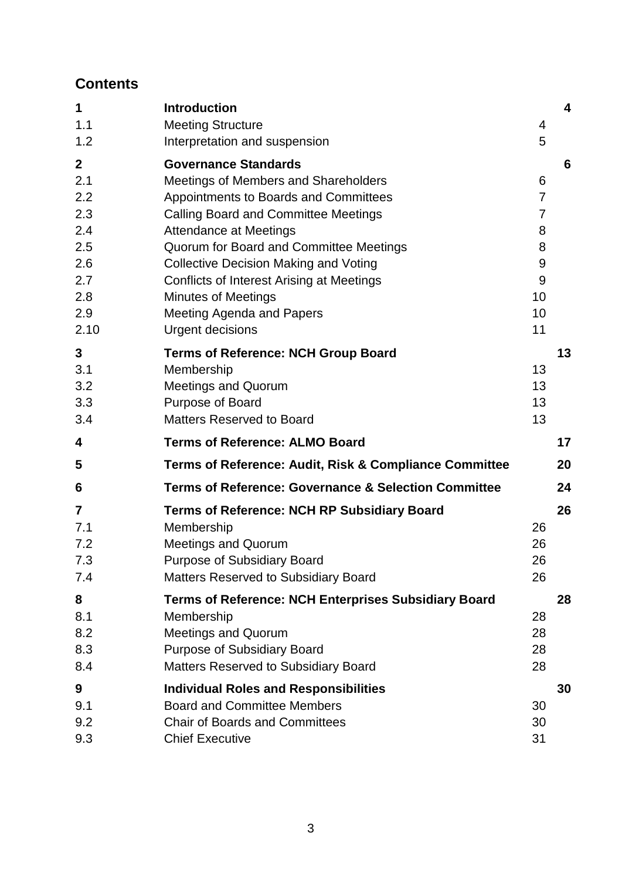## Contents

| | | | |
|---|---|---|---|
| **1** | **Introduction** | | **4** |
| 1.1 | Meeting Structure | 4 | |
| 1.2 | Interpretation and suspension | 5 | |
| **2** | **Governance Standards** | | **6** |
| 2.1 | Meetings of Members and Shareholders | 6 | |
| 2.2 | Appointments to Boards and Committees | 7 | |
| 2.3 | Calling Board and Committee Meetings | 7 | |
| 2.4 | Attendance at Meetings | 8 | |
| 2.5 | Quorum for Board and Committee Meetings | 8 | |
| 2.6 | Collective Decision Making and Voting | 9 | |
| 2.7 | Conflicts of Interest Arising at Meetings | 9 | |
| 2.8 | Minutes of Meetings | 10 | |
| 2.9 | Meeting Agenda and Papers | 10 | |
| 2.10 | Urgent decisions | 11 | |
| **3** | **Terms of Reference: NCH Group Board** | | **13** |
| 3.1 | Membership | 13 | |
| 3.2 | Meetings and Quorum | 13 | |
| 3.3 | Purpose of Board | 13 | |
| 3.4 | Matters Reserved to Board | 13 | |
| **4** | **Terms of Reference: ALMO Board** | | **17** |
| **5** | **Terms of Reference: Audit, Risk & Compliance Committee** | | **20** |
| **6** | **Terms of Reference: Governance & Selection Committee** | | **24** |
| **7** | **Terms of Reference: NCH RP Subsidiary Board** | | **26** |
| 7.1 | Membership | 26 | |
| 7.2 | Meetings and Quorum | 26 | |
| 7.3 | Purpose of Subsidiary Board | 26 | |
| 7.4 | Matters Reserved to Subsidiary Board | 26 | |
| **8** | **Terms of Reference: NCH Enterprises Subsidiary Board** | | **28** |
| 8.1 | Membership | 28 | |
| 8.2 | Meetings and Quorum | 28 | |
| 8.3 | Purpose of Subsidiary Board | 28 | |
| 8.4 | Matters Reserved to Subsidiary Board | 28 | |
| **9** | **Individual Roles and Responsibilities** | | **30** |
| 9.1 | Board and Committee Members | 30 | |
| 9.2 | Chair of Boards and Committees | 30 | |
| 9.3 | Chief Executive | 31 | |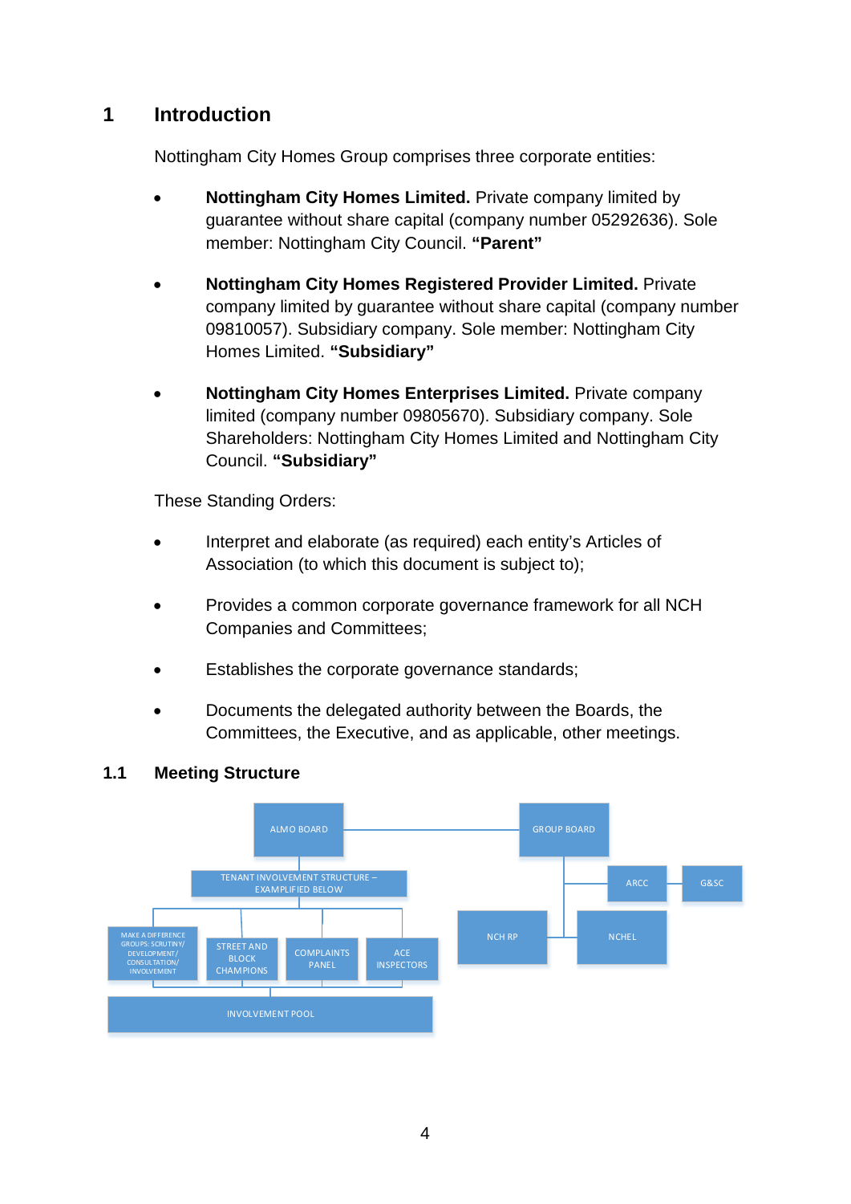# 1 Introduction

Nottingham City Homes Group comprises three corporate entities:

- **Nottingham City Homes Limited.** Private company limited by guarantee without share capital (company number 05292636). Sole member: Nottingham City Council. **"Parent"**

- **Nottingham City Homes Registered Provider Limited.** Private company limited by guarantee without share capital (company number 09810057). Subsidiary company. Sole member: Nottingham City Homes Limited. **"Subsidiary"**

- **Nottingham City Homes Enterprises Limited.** Private company limited (company number 09805670). Subsidiary company. Sole Shareholders: Nottingham City Homes Limited and Nottingham City Council. **"Subsidiary"**

These Standing Orders:

- Interpret and elaborate (as required) each entity's Articles of Association (to which this document is subject to);

- Provides a common corporate governance framework for all NCH Companies and Committees;

- Establishes the corporate governance standards;

- Documents the delegated authority between the Boards, the Committees, the Executive, and as applicable, other meetings.

## 1.1 Meeting Structure

- ALMO BOARD
  - TENANT INVOLVEMENT STRUCTURE – EXAMPLIFIED BELOW
    - MAKE A DIFFERENCE GROUPS: SCRUTINY/ DEVELOPMENT/ CONSULTATION/ INVOLVEMENT
    - STREET AND BLOCK CHAMPIONS
    - COMPLAINTS PANEL
    - ACE INSPECTORS
      - INVOLVEMENT POOL
- GROUP BOARD
  - ARCC
  - G&SC
  - NCH RP
  - NCHEL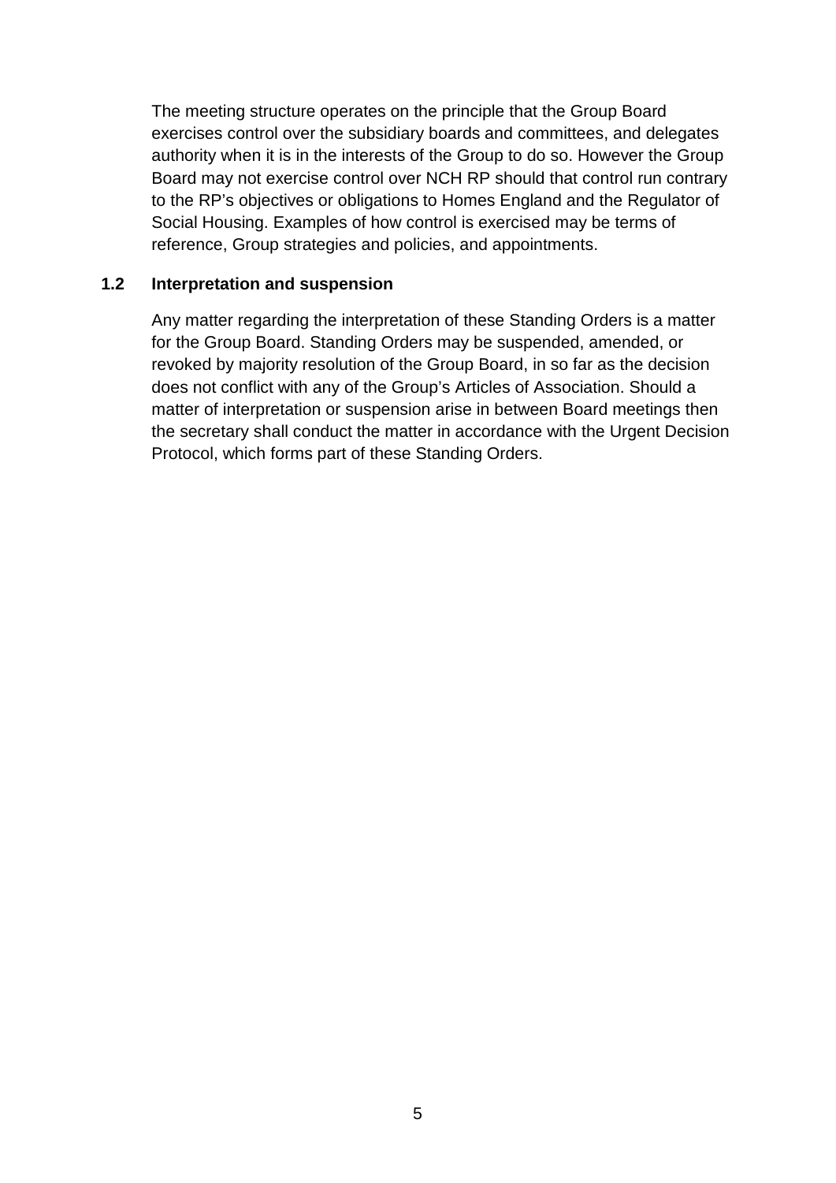The meeting structure operates on the principle that the Group Board exercises control over the subsidiary boards and committees, and delegates authority when it is in the interests of the Group to do so. However the Group Board may not exercise control over NCH RP should that control run contrary to the RP's objectives or obligations to Homes England and the Regulator of Social Housing. Examples of how control is exercised may be terms of reference, Group strategies and policies, and appointments.

### 1.2 Interpretation and suspension

Any matter regarding the interpretation of these Standing Orders is a matter for the Group Board. Standing Orders may be suspended, amended, or revoked by majority resolution of the Group Board, in so far as the decision does not conflict with any of the Group's Articles of Association. Should a matter of interpretation or suspension arise in between Board meetings then the secretary shall conduct the matter in accordance with the Urgent Decision Protocol, which forms part of these Standing Orders.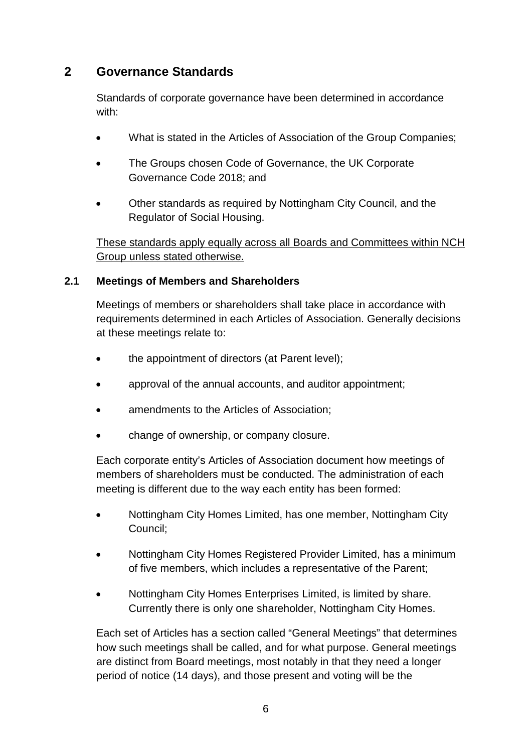## 2 Governance Standards

Standards of corporate governance have been determined in accordance with:

- What is stated in the Articles of Association of the Group Companies;
- The Groups chosen Code of Governance, the UK Corporate Governance Code 2018; and
- Other standards as required by Nottingham City Council, and the Regulator of Social Housing.

<u>These standards apply equally across all Boards and Committees within NCH Group unless stated otherwise.</u>

### 2.1 Meetings of Members and Shareholders

Meetings of members or shareholders shall take place in accordance with requirements determined in each Articles of Association. Generally decisions at these meetings relate to:

- the appointment of directors (at Parent level);
- approval of the annual accounts, and auditor appointment;
- amendments to the Articles of Association;
- change of ownership, or company closure.

Each corporate entity's Articles of Association document how meetings of members of shareholders must be conducted. The administration of each meeting is different due to the way each entity has been formed:

- Nottingham City Homes Limited, has one member, Nottingham City Council;
- Nottingham City Homes Registered Provider Limited, has a minimum of five members, which includes a representative of the Parent;
- Nottingham City Homes Enterprises Limited, is limited by share. Currently there is only one shareholder, Nottingham City Homes.

Each set of Articles has a section called "General Meetings" that determines how such meetings shall be called, and for what purpose. General meetings are distinct from Board meetings, most notably in that they need a longer period of notice (14 days), and those present and voting will be the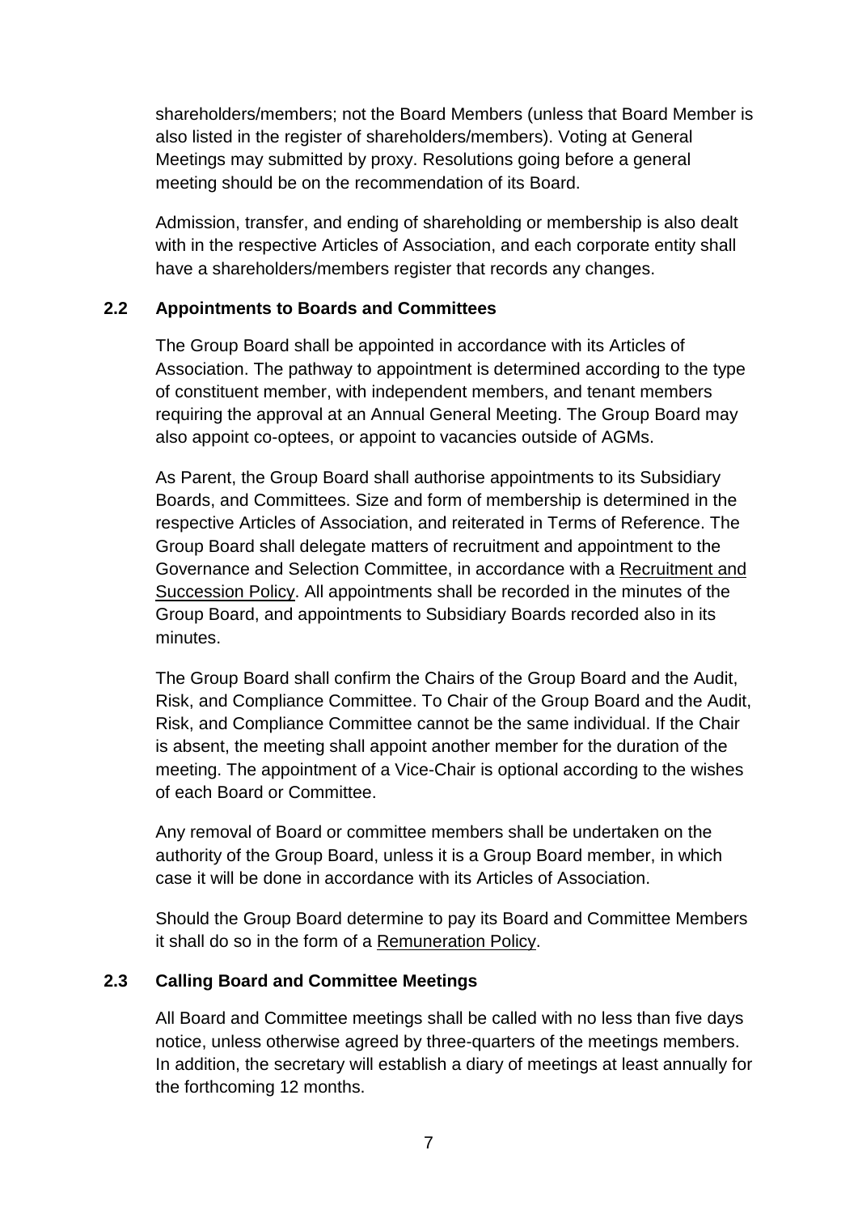shareholders/members; not the Board Members (unless that Board Member is also listed in the register of shareholders/members). Voting at General Meetings may submitted by proxy. Resolutions going before a general meeting should be on the recommendation of its Board.

Admission, transfer, and ending of shareholding or membership is also dealt with in the respective Articles of Association, and each corporate entity shall have a shareholders/members register that records any changes.

### 2.2 Appointments to Boards and Committees

The Group Board shall be appointed in accordance with its Articles of Association. The pathway to appointment is determined according to the type of constituent member, with independent members, and tenant members requiring the approval at an Annual General Meeting. The Group Board may also appoint co-optees, or appoint to vacancies outside of AGMs.

As Parent, the Group Board shall authorise appointments to its Subsidiary Boards, and Committees. Size and form of membership is determined in the respective Articles of Association, and reiterated in Terms of Reference. The Group Board shall delegate matters of recruitment and appointment to the Governance and Selection Committee, in accordance with a Recruitment and Succession Policy. All appointments shall be recorded in the minutes of the Group Board, and appointments to Subsidiary Boards recorded also in its minutes.

The Group Board shall confirm the Chairs of the Group Board and the Audit, Risk, and Compliance Committee. To Chair of the Group Board and the Audit, Risk, and Compliance Committee cannot be the same individual. If the Chair is absent, the meeting shall appoint another member for the duration of the meeting. The appointment of a Vice-Chair is optional according to the wishes of each Board or Committee.

Any removal of Board or committee members shall be undertaken on the authority of the Group Board, unless it is a Group Board member, in which case it will be done in accordance with its Articles of Association.

Should the Group Board determine to pay its Board and Committee Members it shall do so in the form of a Remuneration Policy.

### 2.3 Calling Board and Committee Meetings

All Board and Committee meetings shall be called with no less than five days notice, unless otherwise agreed by three-quarters of the meetings members. In addition, the secretary will establish a diary of meetings at least annually for the forthcoming 12 months.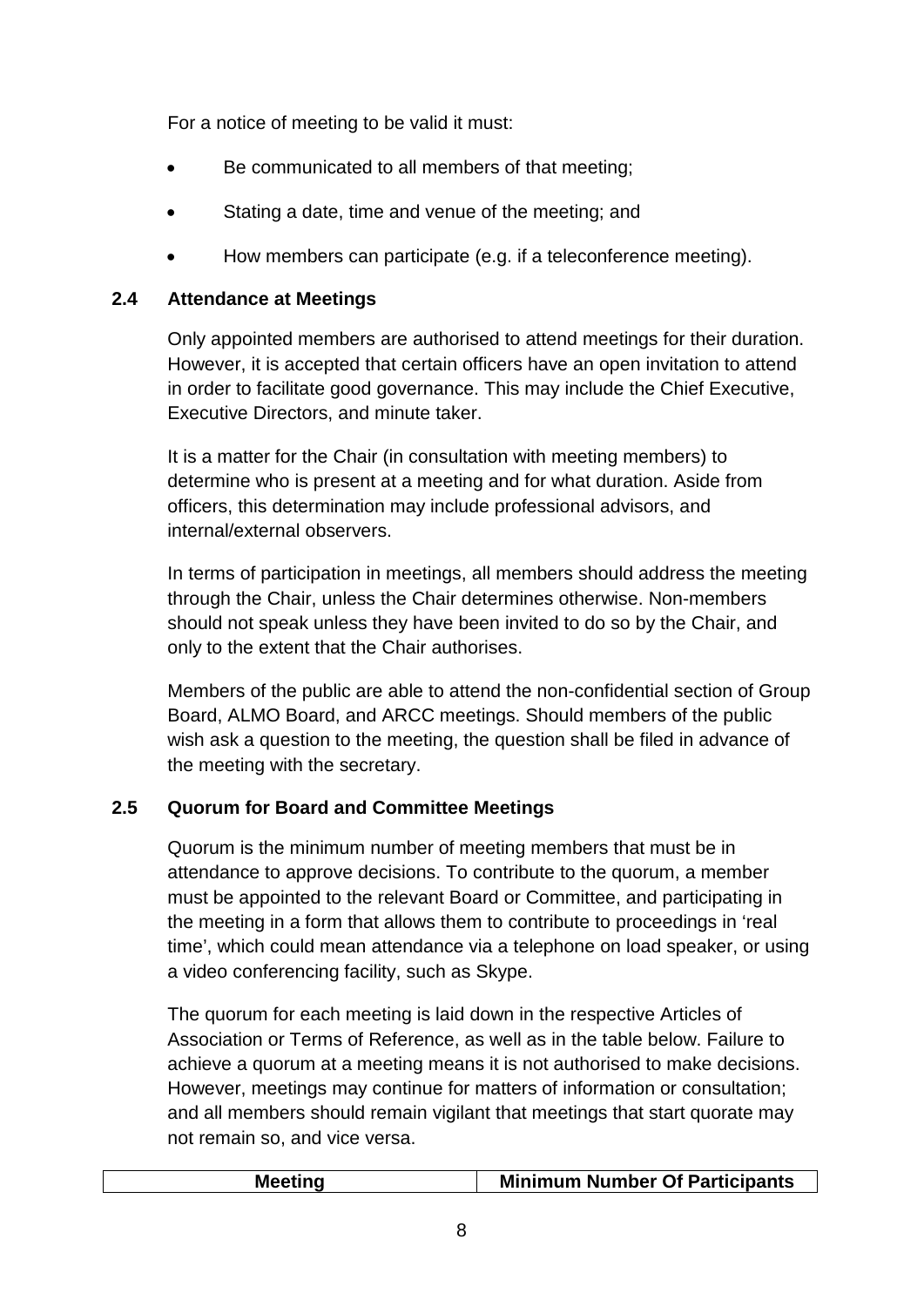For a notice of meeting to be valid it must:

- Be communicated to all members of that meeting;
- Stating a date, time and venue of the meeting; and
- How members can participate (e.g. if a teleconference meeting).

### 2.4 Attendance at Meetings

Only appointed members are authorised to attend meetings for their duration. However, it is accepted that certain officers have an open invitation to attend in order to facilitate good governance. This may include the Chief Executive, Executive Directors, and minute taker.

It is a matter for the Chair (in consultation with meeting members) to determine who is present at a meeting and for what duration. Aside from officers, this determination may include professional advisors, and internal/external observers.

In terms of participation in meetings, all members should address the meeting through the Chair, unless the Chair determines otherwise. Non-members should not speak unless they have been invited to do so by the Chair, and only to the extent that the Chair authorises.

Members of the public are able to attend the non-confidential section of Group Board, ALMO Board, and ARCC meetings. Should members of the public wish ask a question to the meeting, the question shall be filed in advance of the meeting with the secretary.

### 2.5 Quorum for Board and Committee Meetings

Quorum is the minimum number of meeting members that must be in attendance to approve decisions. To contribute to the quorum, a member must be appointed to the relevant Board or Committee, and participating in the meeting in a form that allows them to contribute to proceedings in 'real time', which could mean attendance via a telephone on load speaker, or using a video conferencing facility, such as Skype.

The quorum for each meeting is laid down in the respective Articles of Association or Terms of Reference, as well as in the table below. Failure to achieve a quorum at a meeting means it is not authorised to make decisions. However, meetings may continue for matters of information or consultation; and all members should remain vigilant that meetings that start quorate may not remain so, and vice versa.

| Meeting | Minimum Number Of Participants |
| --- | --- |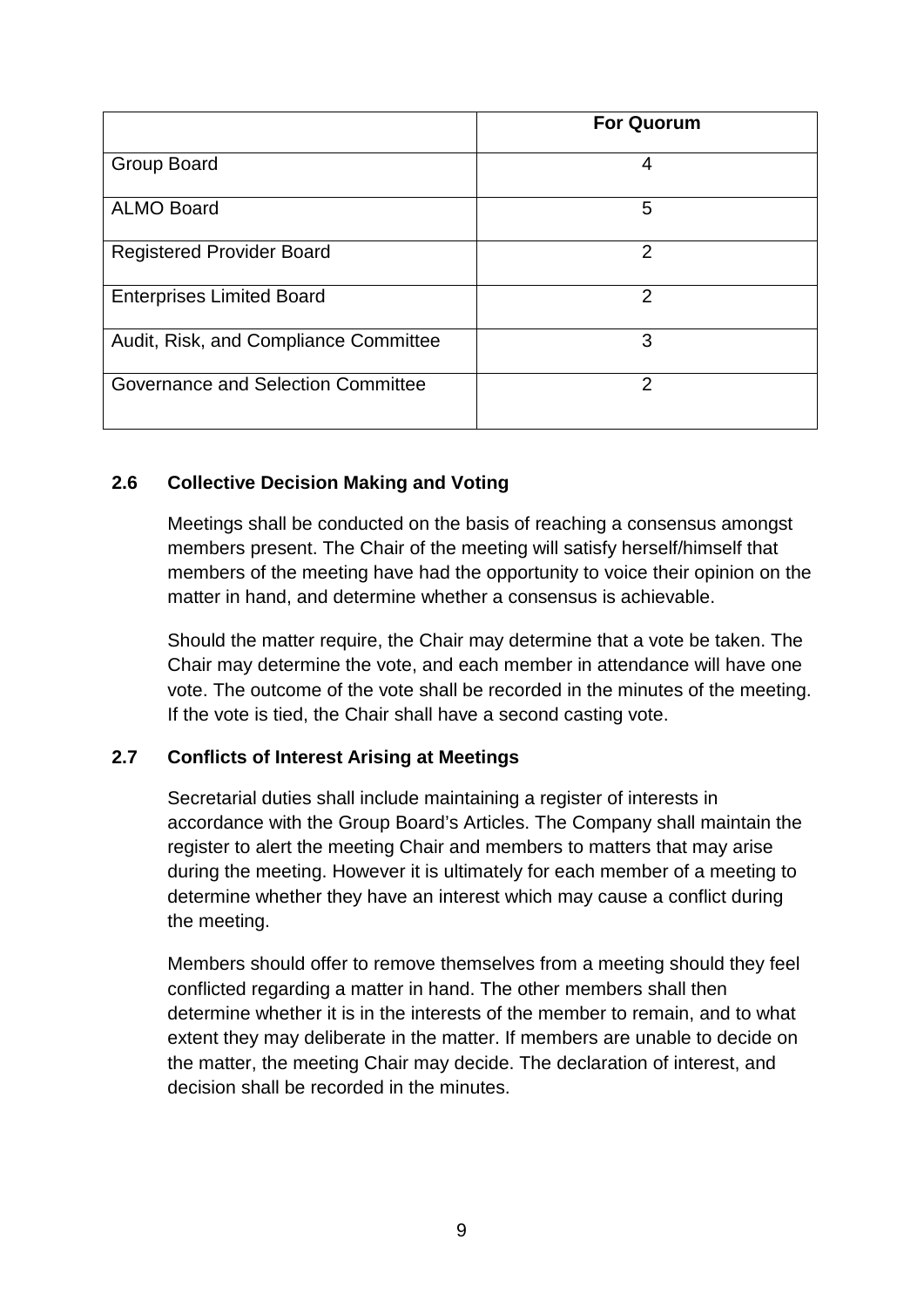| | For Quorum |
|---|---|
| Group Board | 4 |
| ALMO Board | 5 |
| Registered Provider Board | 2 |
| Enterprises Limited Board | 2 |
| Audit, Risk, and Compliance Committee | 3 |
| Governance and Selection Committee | 2 |

### 2.6 Collective Decision Making and Voting

Meetings shall be conducted on the basis of reaching a consensus amongst members present. The Chair of the meeting will satisfy herself/himself that members of the meeting have had the opportunity to voice their opinion on the matter in hand, and determine whether a consensus is achievable.

Should the matter require, the Chair may determine that a vote be taken. The Chair may determine the vote, and each member in attendance will have one vote. The outcome of the vote shall be recorded in the minutes of the meeting. If the vote is tied, the Chair shall have a second casting vote.

### 2.7 Conflicts of Interest Arising at Meetings

Secretarial duties shall include maintaining a register of interests in accordance with the Group Board's Articles. The Company shall maintain the register to alert the meeting Chair and members to matters that may arise during the meeting. However it is ultimately for each member of a meeting to determine whether they have an interest which may cause a conflict during the meeting.

Members should offer to remove themselves from a meeting should they feel conflicted regarding a matter in hand. The other members shall then determine whether it is in the interests of the member to remain, and to what extent they may deliberate in the matter. If members are unable to decide on the matter, the meeting Chair may decide. The declaration of interest, and decision shall be recorded in the minutes.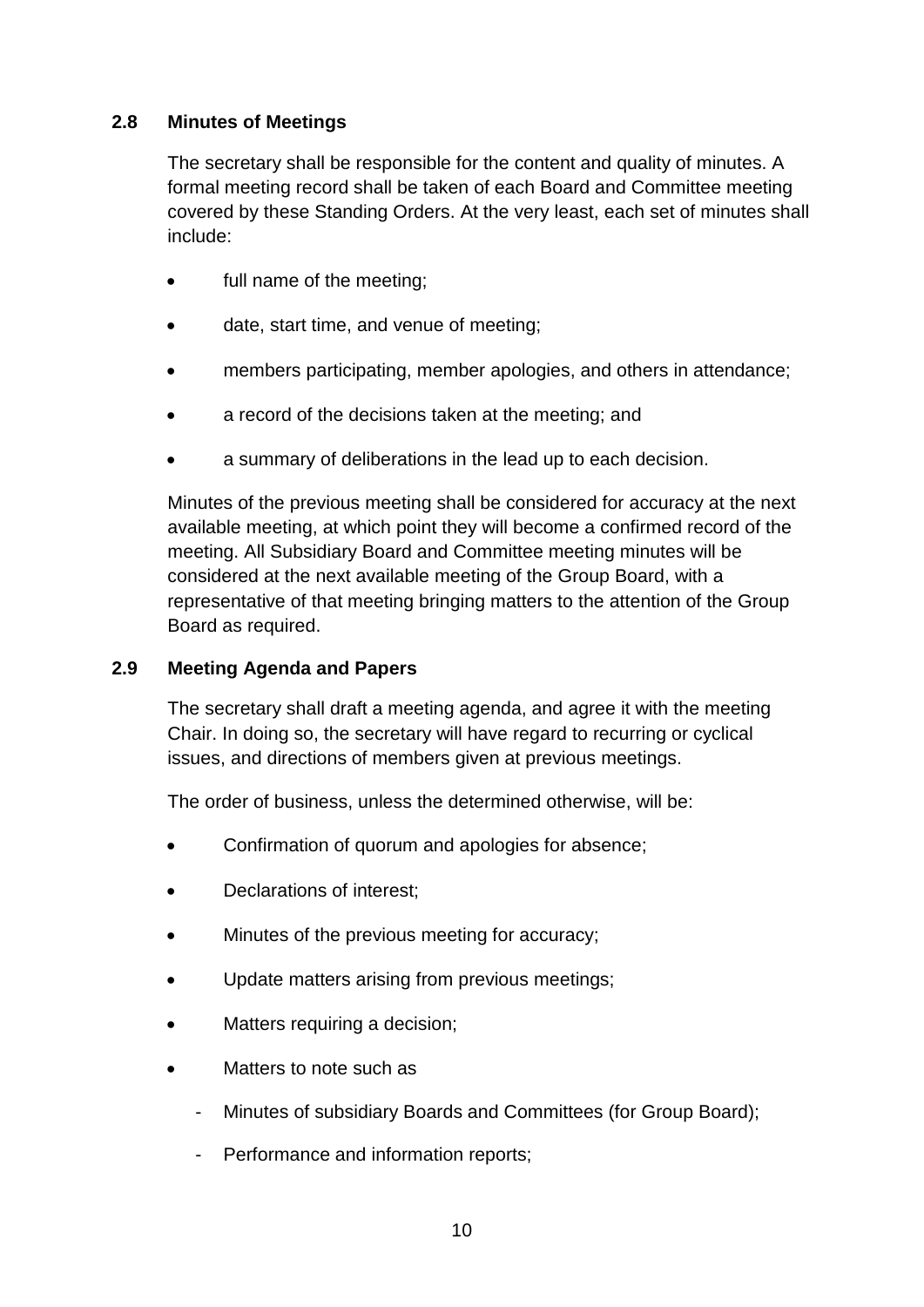### 2.8 Minutes of Meetings

The secretary shall be responsible for the content and quality of minutes. A formal meeting record shall be taken of each Board and Committee meeting covered by these Standing Orders. At the very least, each set of minutes shall include:

- full name of the meeting;
- date, start time, and venue of meeting;
- members participating, member apologies, and others in attendance;
- a record of the decisions taken at the meeting; and
- a summary of deliberations in the lead up to each decision.

Minutes of the previous meeting shall be considered for accuracy at the next available meeting, at which point they will become a confirmed record of the meeting. All Subsidiary Board and Committee meeting minutes will be considered at the next available meeting of the Group Board, with a representative of that meeting bringing matters to the attention of the Group Board as required.

### 2.9 Meeting Agenda and Papers

The secretary shall draft a meeting agenda, and agree it with the meeting Chair. In doing so, the secretary will have regard to recurring or cyclical issues, and directions of members given at previous meetings.

The order of business, unless the determined otherwise, will be:

- Confirmation of quorum and apologies for absence;
- Declarations of interest;
- Minutes of the previous meeting for accuracy;
- Update matters arising from previous meetings;
- Matters requiring a decision;
- Matters to note such as
  - Minutes of subsidiary Boards and Committees (for Group Board);
  - Performance and information reports;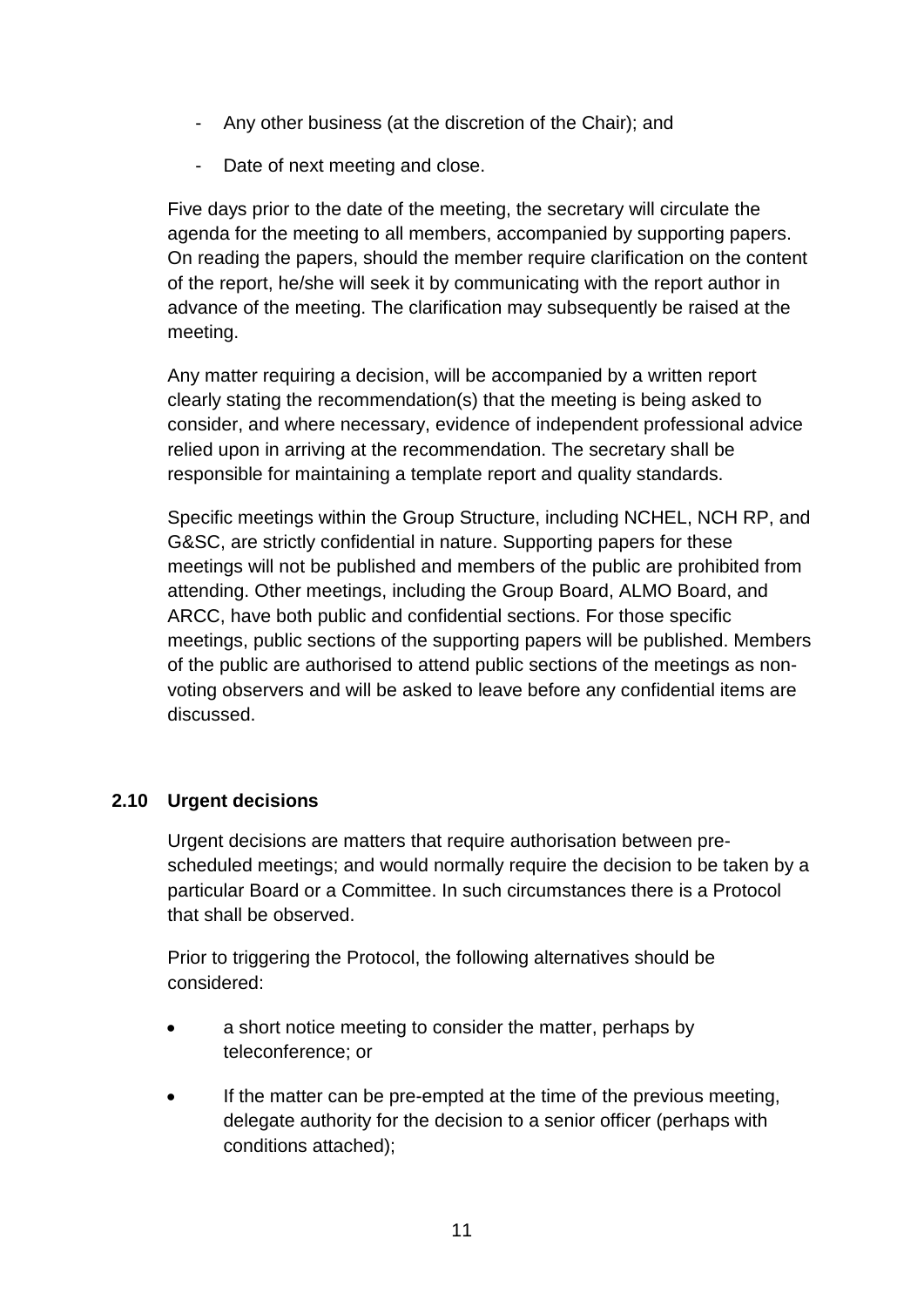- Any other business (at the discretion of the Chair); and
- Date of next meeting and close.

Five days prior to the date of the meeting, the secretary will circulate the agenda for the meeting to all members, accompanied by supporting papers. On reading the papers, should the member require clarification on the content of the report, he/she will seek it by communicating with the report author in advance of the meeting. The clarification may subsequently be raised at the meeting.

Any matter requiring a decision, will be accompanied by a written report clearly stating the recommendation(s) that the meeting is being asked to consider, and where necessary, evidence of independent professional advice relied upon in arriving at the recommendation. The secretary shall be responsible for maintaining a template report and quality standards.

Specific meetings within the Group Structure, including NCHEL, NCH RP, and G&SC, are strictly confidential in nature. Supporting papers for these meetings will not be published and members of the public are prohibited from attending. Other meetings, including the Group Board, ALMO Board, and ARCC, have both public and confidential sections. For those specific meetings, public sections of the supporting papers will be published. Members of the public are authorised to attend public sections of the meetings as non-voting observers and will be asked to leave before any confidential items are discussed.

### 2.10 Urgent decisions

Urgent decisions are matters that require authorisation between pre-scheduled meetings; and would normally require the decision to be taken by a particular Board or a Committee. In such circumstances there is a Protocol that shall be observed.

Prior to triggering the Protocol, the following alternatives should be considered:

- a short notice meeting to consider the matter, perhaps by teleconference; or
- If the matter can be pre-empted at the time of the previous meeting, delegate authority for the decision to a senior officer (perhaps with conditions attached);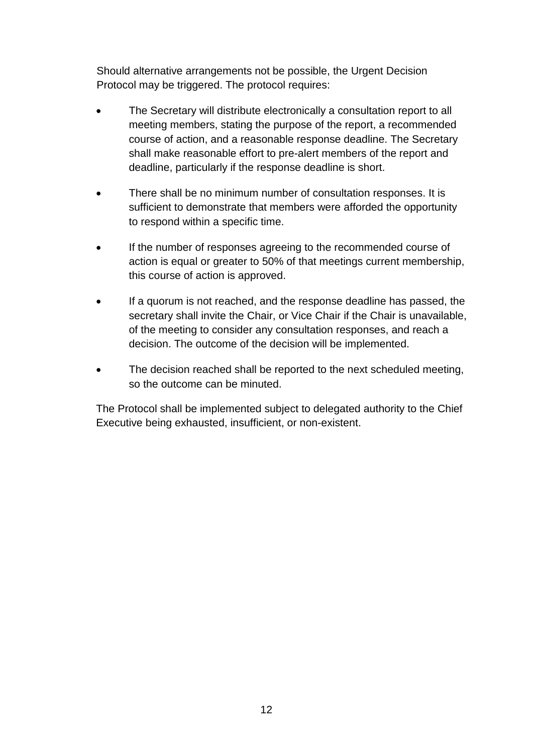Should alternative arrangements not be possible, the Urgent Decision Protocol may be triggered. The protocol requires:

- The Secretary will distribute electronically a consultation report to all meeting members, stating the purpose of the report, a recommended course of action, and a reasonable response deadline. The Secretary shall make reasonable effort to pre-alert members of the report and deadline, particularly if the response deadline is short.
- There shall be no minimum number of consultation responses. It is sufficient to demonstrate that members were afforded the opportunity to respond within a specific time.
- If the number of responses agreeing to the recommended course of action is equal or greater to 50% of that meetings current membership, this course of action is approved.
- If a quorum is not reached, and the response deadline has passed, the secretary shall invite the Chair, or Vice Chair if the Chair is unavailable, of the meeting to consider any consultation responses, and reach a decision. The outcome of the decision will be implemented.
- The decision reached shall be reported to the next scheduled meeting, so the outcome can be minuted.

The Protocol shall be implemented subject to delegated authority to the Chief Executive being exhausted, insufficient, or non-existent.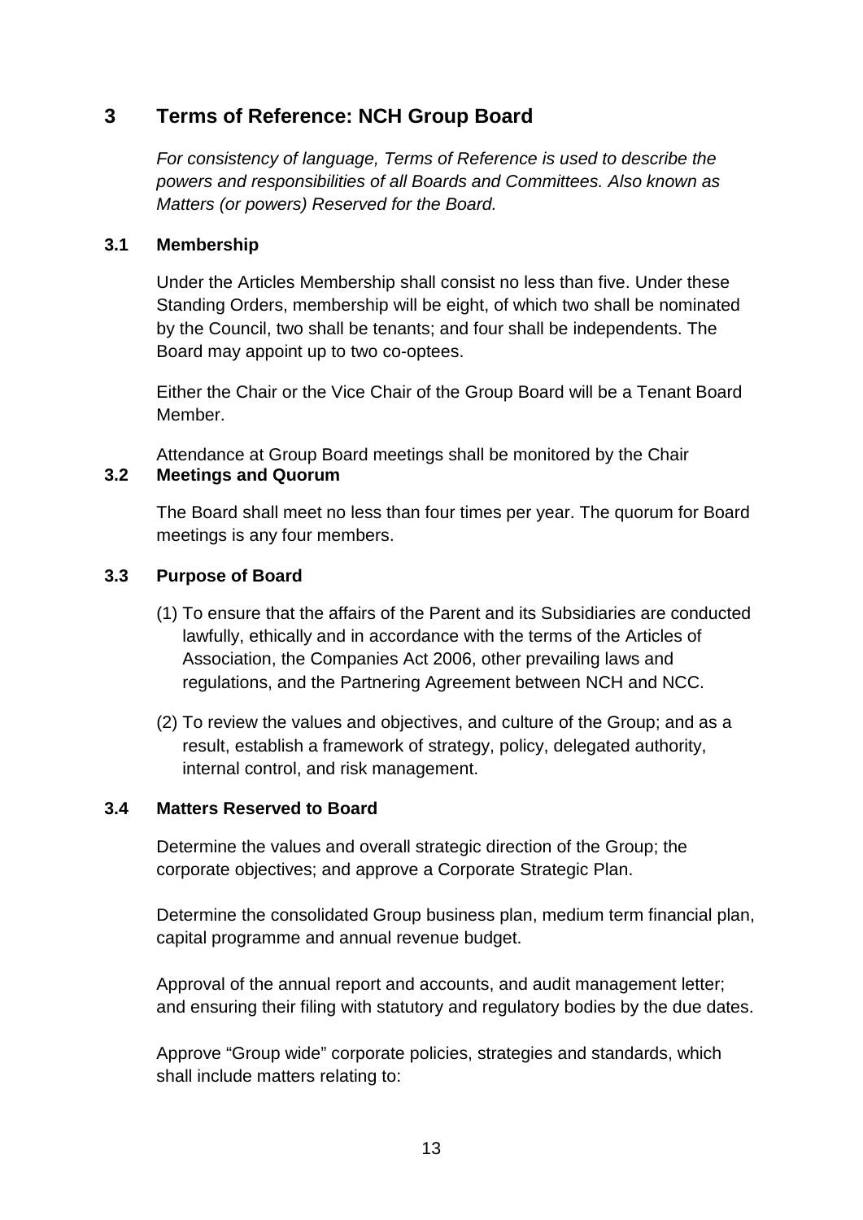## 3 Terms of Reference: NCH Group Board

*For consistency of language, Terms of Reference is used to describe the powers and responsibilities of all Boards and Committees. Also known as Matters (or powers) Reserved for the Board.*

### 3.1 Membership

Under the Articles Membership shall consist no less than five. Under these Standing Orders, membership will be eight, of which two shall be nominated by the Council, two shall be tenants; and four shall be independents. The Board may appoint up to two co-optees.

Either the Chair or the Vice Chair of the Group Board will be a Tenant Board Member.

Attendance at Group Board meetings shall be monitored by the Chair

### 3.2 Meetings and Quorum

The Board shall meet no less than four times per year. The quorum for Board meetings is any four members.

### 3.3 Purpose of Board

(1) To ensure that the affairs of the Parent and its Subsidiaries are conducted lawfully, ethically and in accordance with the terms of the Articles of Association, the Companies Act 2006, other prevailing laws and regulations, and the Partnering Agreement between NCH and NCC.

(2) To review the values and objectives, and culture of the Group; and as a result, establish a framework of strategy, policy, delegated authority, internal control, and risk management.

### 3.4 Matters Reserved to Board

Determine the values and overall strategic direction of the Group; the corporate objectives; and approve a Corporate Strategic Plan.

Determine the consolidated Group business plan, medium term financial plan, capital programme and annual revenue budget.

Approval of the annual report and accounts, and audit management letter; and ensuring their filing with statutory and regulatory bodies by the due dates.

Approve "Group wide" corporate policies, strategies and standards, which shall include matters relating to: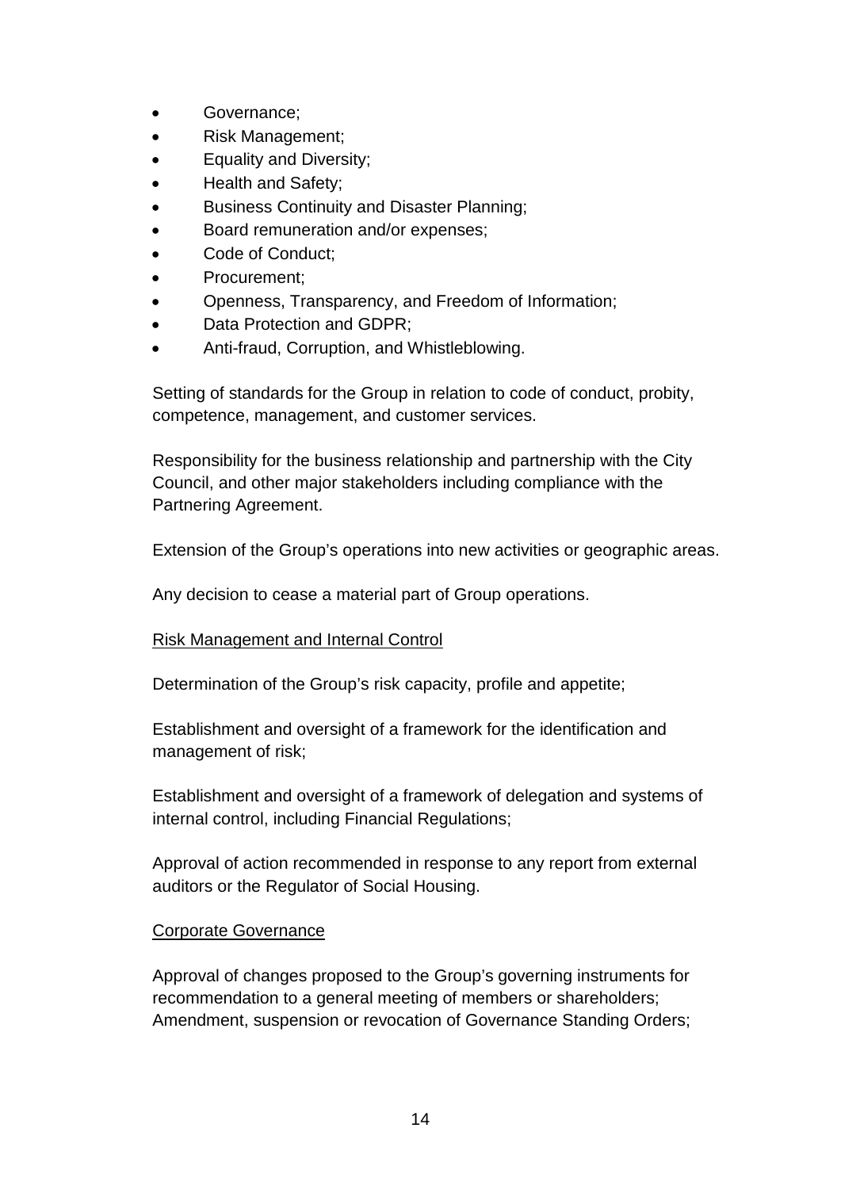- Governance;
- Risk Management;
- Equality and Diversity;
- Health and Safety;
- Business Continuity and Disaster Planning;
- Board remuneration and/or expenses;
- Code of Conduct;
- Procurement;
- Openness, Transparency, and Freedom of Information;
- Data Protection and GDPR;
- Anti-fraud, Corruption, and Whistleblowing.

Setting of standards for the Group in relation to code of conduct, probity, competence, management, and customer services.

Responsibility for the business relationship and partnership with the City Council, and other major stakeholders including compliance with the Partnering Agreement.

Extension of the Group's operations into new activities or geographic areas.

Any decision to cease a material part of Group operations.

<u>Risk Management and Internal Control</u>

Determination of the Group's risk capacity, profile and appetite;

Establishment and oversight of a framework for the identification and management of risk;

Establishment and oversight of a framework of delegation and systems of internal control, including Financial Regulations;

Approval of action recommended in response to any report from external auditors or the Regulator of Social Housing.

<u>Corporate Governance</u>

Approval of changes proposed to the Group's governing instruments for recommendation to a general meeting of members or shareholders;
Amendment, suspension or revocation of Governance Standing Orders;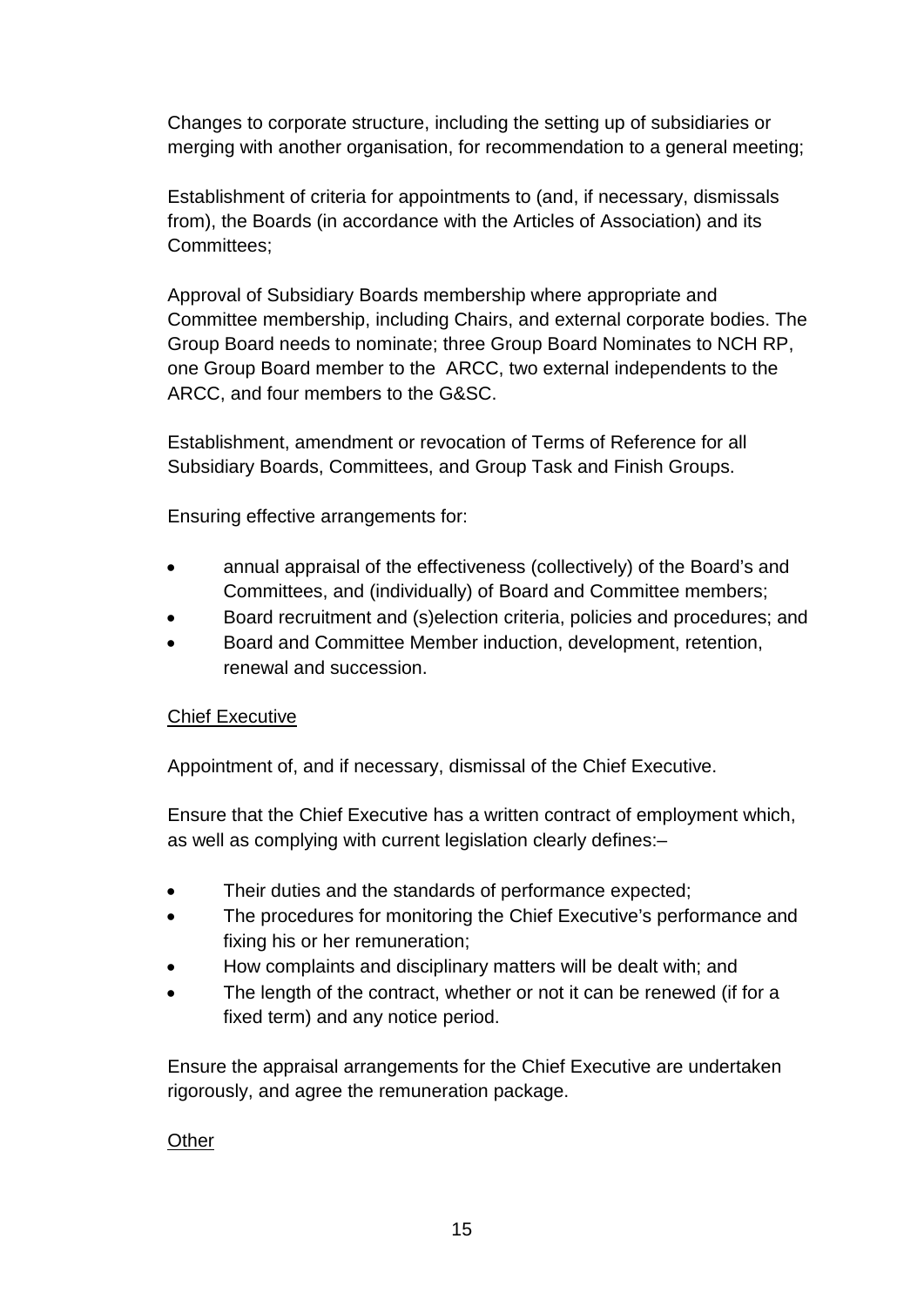Changes to corporate structure, including the setting up of subsidiaries or merging with another organisation, for recommendation to a general meeting;

Establishment of criteria for appointments to (and, if necessary, dismissals from), the Boards (in accordance with the Articles of Association) and its Committees;

Approval of Subsidiary Boards membership where appropriate and Committee membership, including Chairs, and external corporate bodies. The Group Board needs to nominate; three Group Board Nominates to NCH RP, one Group Board member to the ARCC, two external independents to the ARCC, and four members to the G&SC.

Establishment, amendment or revocation of Terms of Reference for all Subsidiary Boards, Committees, and Group Task and Finish Groups.

Ensuring effective arrangements for:

- annual appraisal of the effectiveness (collectively) of the Board's and Committees, and (individually) of Board and Committee members;
- Board recruitment and (s)election criteria, policies and procedures; and
- Board and Committee Member induction, development, retention, renewal and succession.

<u>Chief Executive</u>

Appointment of, and if necessary, dismissal of the Chief Executive.

Ensure that the Chief Executive has a written contract of employment which, as well as complying with current legislation clearly defines:–

- Their duties and the standards of performance expected;
- The procedures for monitoring the Chief Executive's performance and fixing his or her remuneration;
- How complaints and disciplinary matters will be dealt with; and
- The length of the contract, whether or not it can be renewed (if for a fixed term) and any notice period.

Ensure the appraisal arrangements for the Chief Executive are undertaken rigorously, and agree the remuneration package.

<u>Other</u>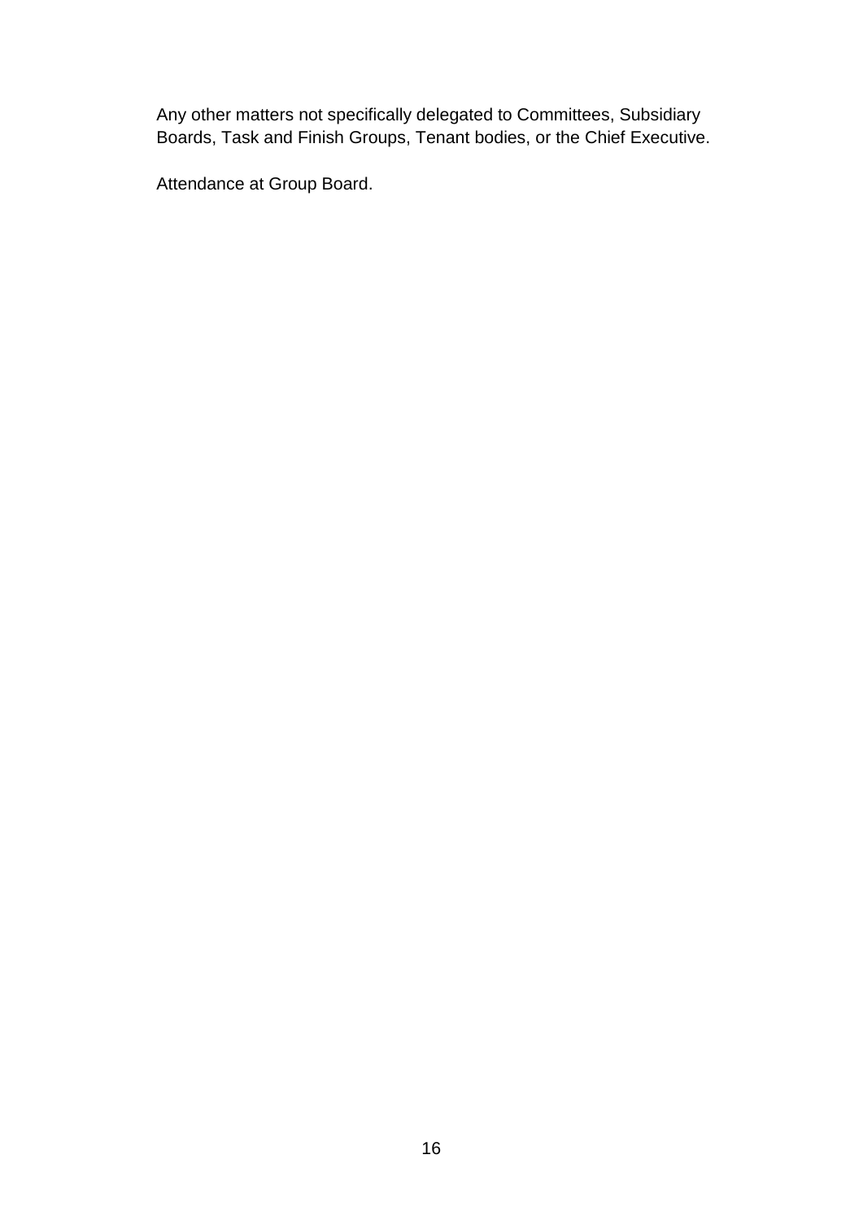Any other matters not specifically delegated to Committees, Subsidiary Boards, Task and Finish Groups, Tenant bodies, or the Chief Executive.

Attendance at Group Board.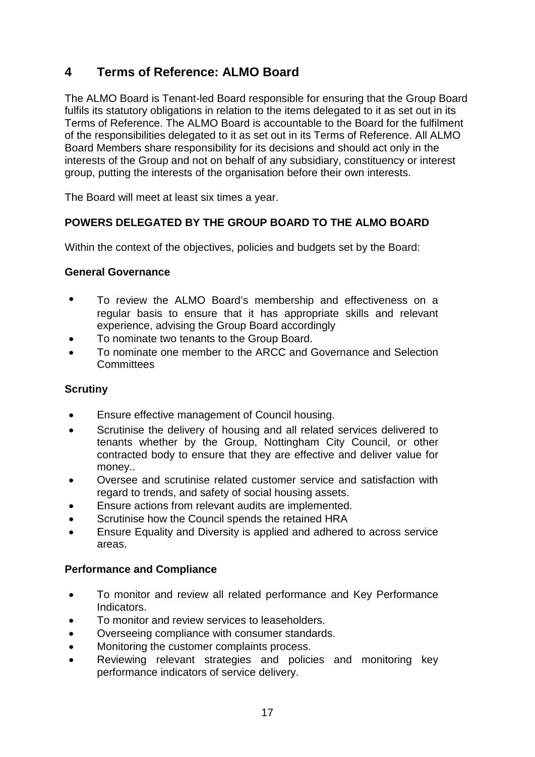## 4 Terms of Reference: ALMO Board

The ALMO Board is Tenant-led Board responsible for ensuring that the Group Board fulfils its statutory obligations in relation to the items delegated to it as set out in its Terms of Reference. The ALMO Board is accountable to the Board for the fulfilment of the responsibilities delegated to it as set out in its Terms of Reference. All ALMO Board Members share responsibility for its decisions and should act only in the interests of the Group and not on behalf of any subsidiary, constituency or interest group, putting the interests of the organisation before their own interests.

The Board will meet at least six times a year.

**POWERS DELEGATED BY THE GROUP BOARD TO THE ALMO BOARD**

Within the context of the objectives, policies and budgets set by the Board:

**General Governance**

- To review the ALMO Board's membership and effectiveness on a regular basis to ensure that it has appropriate skills and relevant experience, advising the Group Board accordingly
- To nominate two tenants to the Group Board.
- To nominate one member to the ARCC and Governance and Selection Committees

**Scrutiny**

- Ensure effective management of Council housing.
- Scrutinise the delivery of housing and all related services delivered to tenants whether by the Group, Nottingham City Council, or other contracted body to ensure that they are effective and deliver value for money..
- Oversee and scrutinise related customer service and satisfaction with regard to trends, and safety of social housing assets.
- Ensure actions from relevant audits are implemented.
- Scrutinise how the Council spends the retained HRA
- Ensure Equality and Diversity is applied and adhered to across service areas.

**Performance and Compliance**

- To monitor and review all related performance and Key Performance Indicators.
- To monitor and review services to leaseholders.
- Overseeing compliance with consumer standards.
- Monitoring the customer complaints process.
- Reviewing relevant strategies and policies and monitoring key performance indicators of service delivery.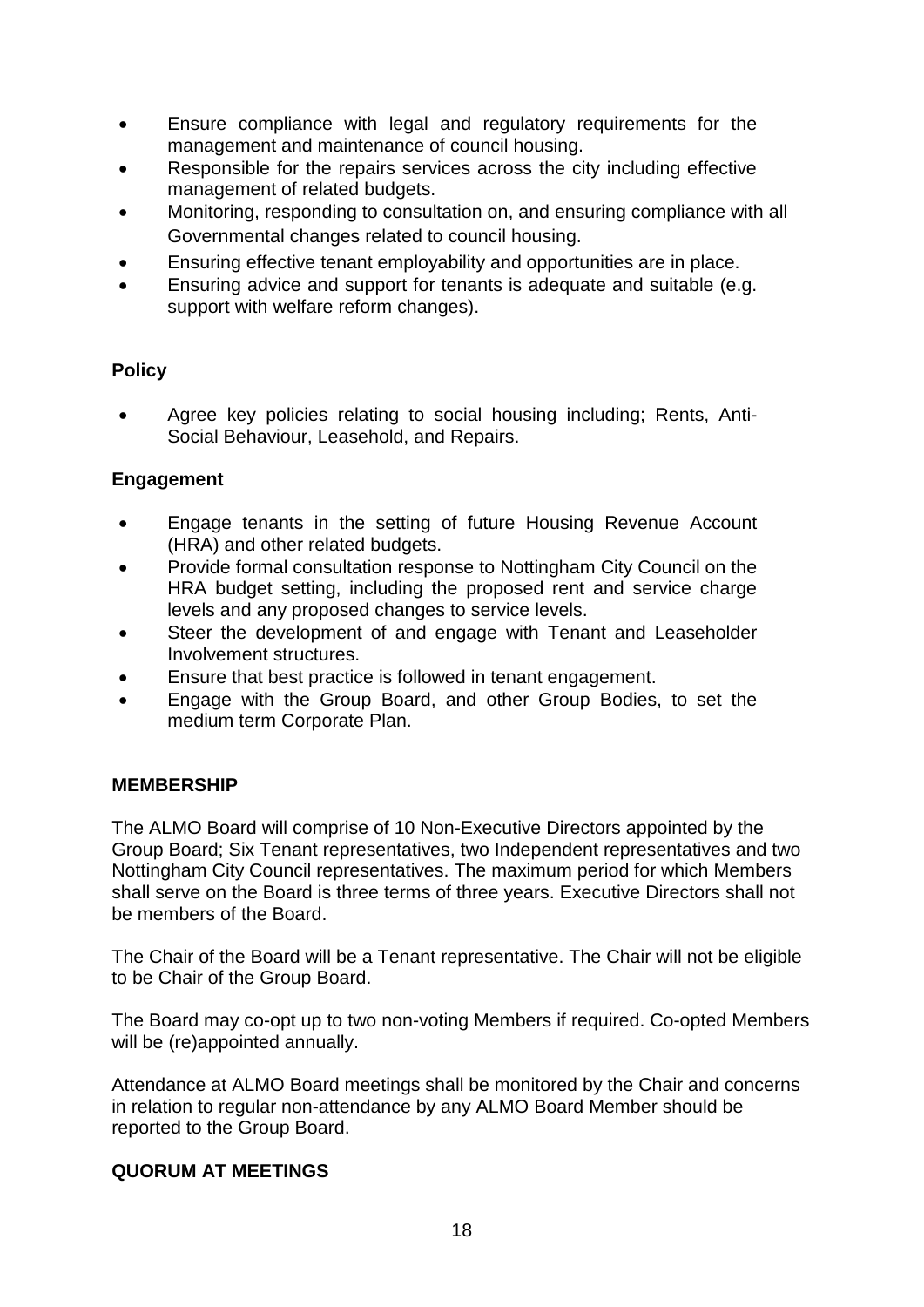- Ensure compliance with legal and regulatory requirements for the management and maintenance of council housing.
- Responsible for the repairs services across the city including effective management of related budgets.
- Monitoring, responding to consultation on, and ensuring compliance with all Governmental changes related to council housing.
- Ensuring effective tenant employability and opportunities are in place.
- Ensuring advice and support for tenants is adequate and suitable (e.g. support with welfare reform changes).

**Policy**

- Agree key policies relating to social housing including; Rents, Anti-Social Behaviour, Leasehold, and Repairs.

**Engagement**

- Engage tenants in the setting of future Housing Revenue Account (HRA) and other related budgets.
- Provide formal consultation response to Nottingham City Council on the HRA budget setting, including the proposed rent and service charge levels and any proposed changes to service levels.
- Steer the development of and engage with Tenant and Leaseholder Involvement structures.
- Ensure that best practice is followed in tenant engagement.
- Engage with the Group Board, and other Group Bodies, to set the medium term Corporate Plan.

**MEMBERSHIP**

The ALMO Board will comprise of 10 Non-Executive Directors appointed by the Group Board; Six Tenant representatives, two Independent representatives and two Nottingham City Council representatives. The maximum period for which Members shall serve on the Board is three terms of three years. Executive Directors shall not be members of the Board.

The Chair of the Board will be a Tenant representative. The Chair will not be eligible to be Chair of the Group Board.

The Board may co-opt up to two non-voting Members if required. Co-opted Members will be (re)appointed annually.

Attendance at ALMO Board meetings shall be monitored by the Chair and concerns in relation to regular non-attendance by any ALMO Board Member should be reported to the Group Board.

**QUORUM AT MEETINGS**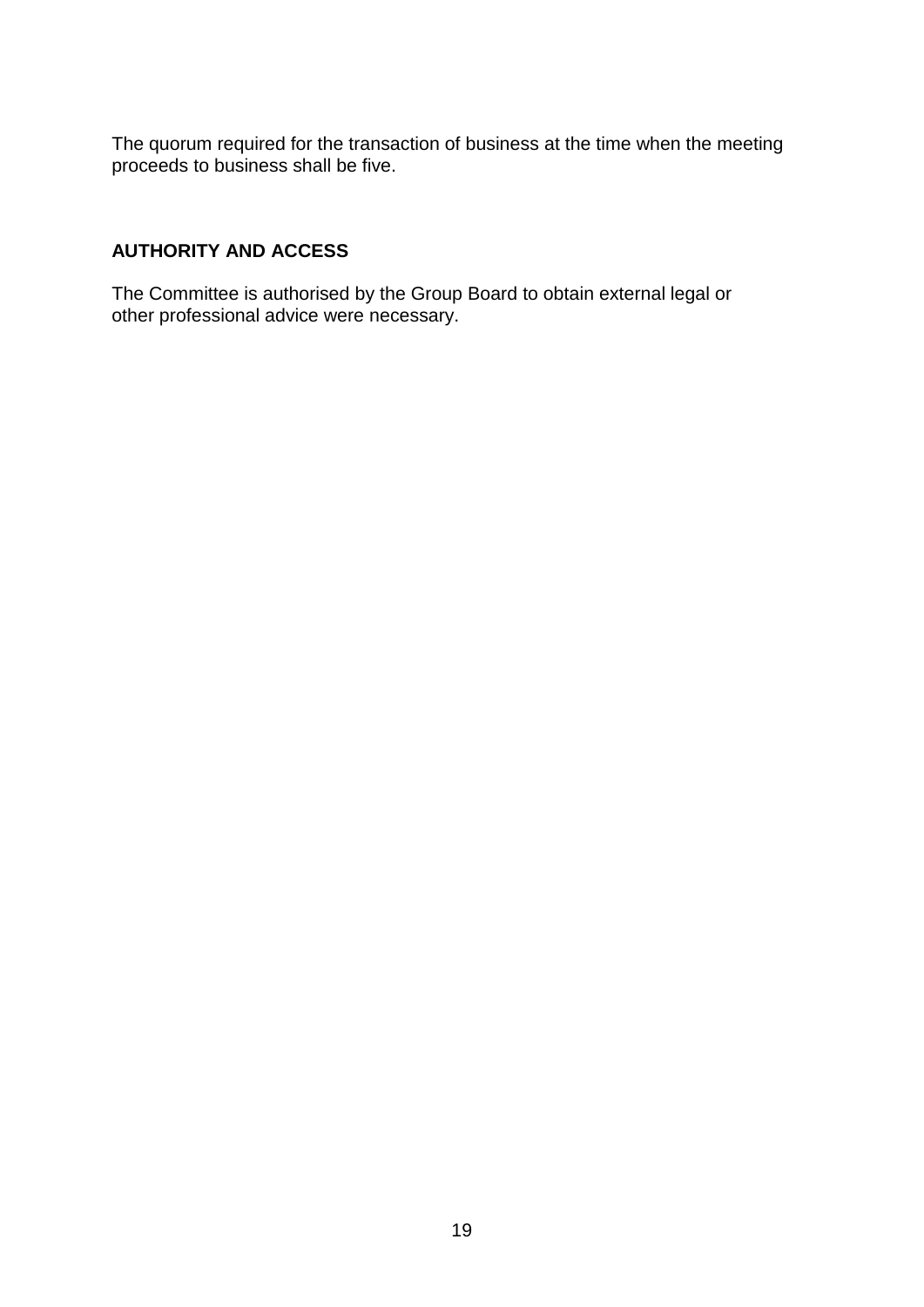The quorum required for the transaction of business at the time when the meeting proceeds to business shall be five.

**AUTHORITY AND ACCESS**

The Committee is authorised by the Group Board to obtain external legal or other professional advice were necessary.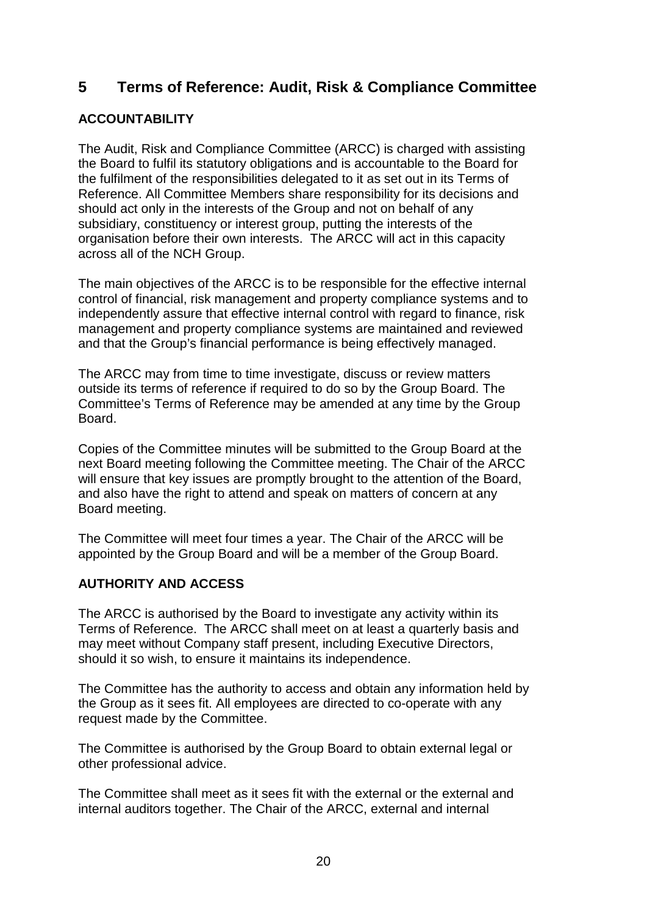## 5 Terms of Reference: Audit, Risk & Compliance Committee

### ACCOUNTABILITY

The Audit, Risk and Compliance Committee (ARCC) is charged with assisting the Board to fulfil its statutory obligations and is accountable to the Board for the fulfilment of the responsibilities delegated to it as set out in its Terms of Reference. All Committee Members share responsibility for its decisions and should act only in the interests of the Group and not on behalf of any subsidiary, constituency or interest group, putting the interests of the organisation before their own interests. The ARCC will act in this capacity across all of the NCH Group.

The main objectives of the ARCC is to be responsible for the effective internal control of financial, risk management and property compliance systems and to independently assure that effective internal control with regard to finance, risk management and property compliance systems are maintained and reviewed and that the Group's financial performance is being effectively managed.

The ARCC may from time to time investigate, discuss or review matters outside its terms of reference if required to do so by the Group Board. The Committee's Terms of Reference may be amended at any time by the Group Board.

Copies of the Committee minutes will be submitted to the Group Board at the next Board meeting following the Committee meeting. The Chair of the ARCC will ensure that key issues are promptly brought to the attention of the Board, and also have the right to attend and speak on matters of concern at any Board meeting.

The Committee will meet four times a year. The Chair of the ARCC will be appointed by the Group Board and will be a member of the Group Board.

### AUTHORITY AND ACCESS

The ARCC is authorised by the Board to investigate any activity within its Terms of Reference. The ARCC shall meet on at least a quarterly basis and may meet without Company staff present, including Executive Directors, should it so wish, to ensure it maintains its independence.

The Committee has the authority to access and obtain any information held by the Group as it sees fit. All employees are directed to co-operate with any request made by the Committee.

The Committee is authorised by the Group Board to obtain external legal or other professional advice.

The Committee shall meet as it sees fit with the external or the external and internal auditors together. The Chair of the ARCC, external and internal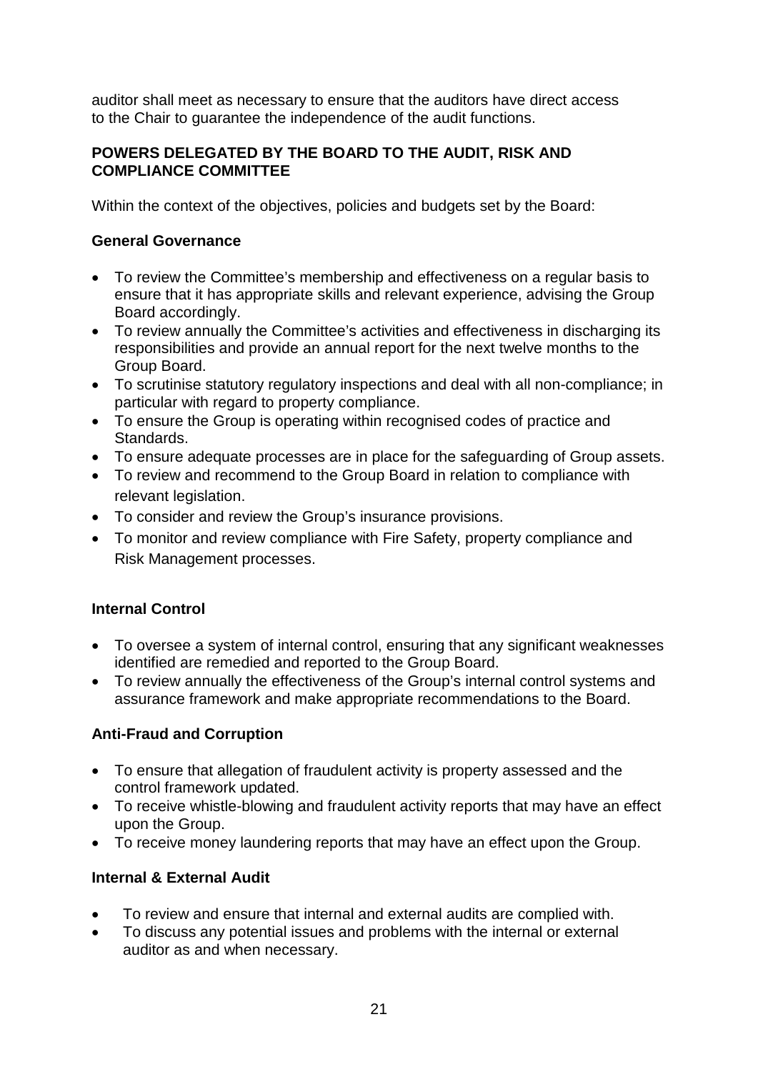auditor shall meet as necessary to ensure that the auditors have direct access to the Chair to guarantee the independence of the audit functions.

**POWERS DELEGATED BY THE BOARD TO THE AUDIT, RISK AND COMPLIANCE COMMITTEE**

Within the context of the objectives, policies and budgets set by the Board:

**General Governance**

- To review the Committee's membership and effectiveness on a regular basis to ensure that it has appropriate skills and relevant experience, advising the Group Board accordingly.
- To review annually the Committee's activities and effectiveness in discharging its responsibilities and provide an annual report for the next twelve months to the Group Board.
- To scrutinise statutory regulatory inspections and deal with all non-compliance; in particular with regard to property compliance.
- To ensure the Group is operating within recognised codes of practice and Standards.
- To ensure adequate processes are in place for the safeguarding of Group assets.
- To review and recommend to the Group Board in relation to compliance with relevant legislation.
- To consider and review the Group's insurance provisions.
- To monitor and review compliance with Fire Safety, property compliance and Risk Management processes.

**Internal Control**

- To oversee a system of internal control, ensuring that any significant weaknesses identified are remedied and reported to the Group Board.
- To review annually the effectiveness of the Group's internal control systems and assurance framework and make appropriate recommendations to the Board.

**Anti-Fraud and Corruption**

- To ensure that allegation of fraudulent activity is property assessed and the control framework updated.
- To receive whistle-blowing and fraudulent activity reports that may have an effect upon the Group.
- To receive money laundering reports that may have an effect upon the Group.

**Internal & External Audit**

- To review and ensure that internal and external audits are complied with.
- To discuss any potential issues and problems with the internal or external auditor as and when necessary.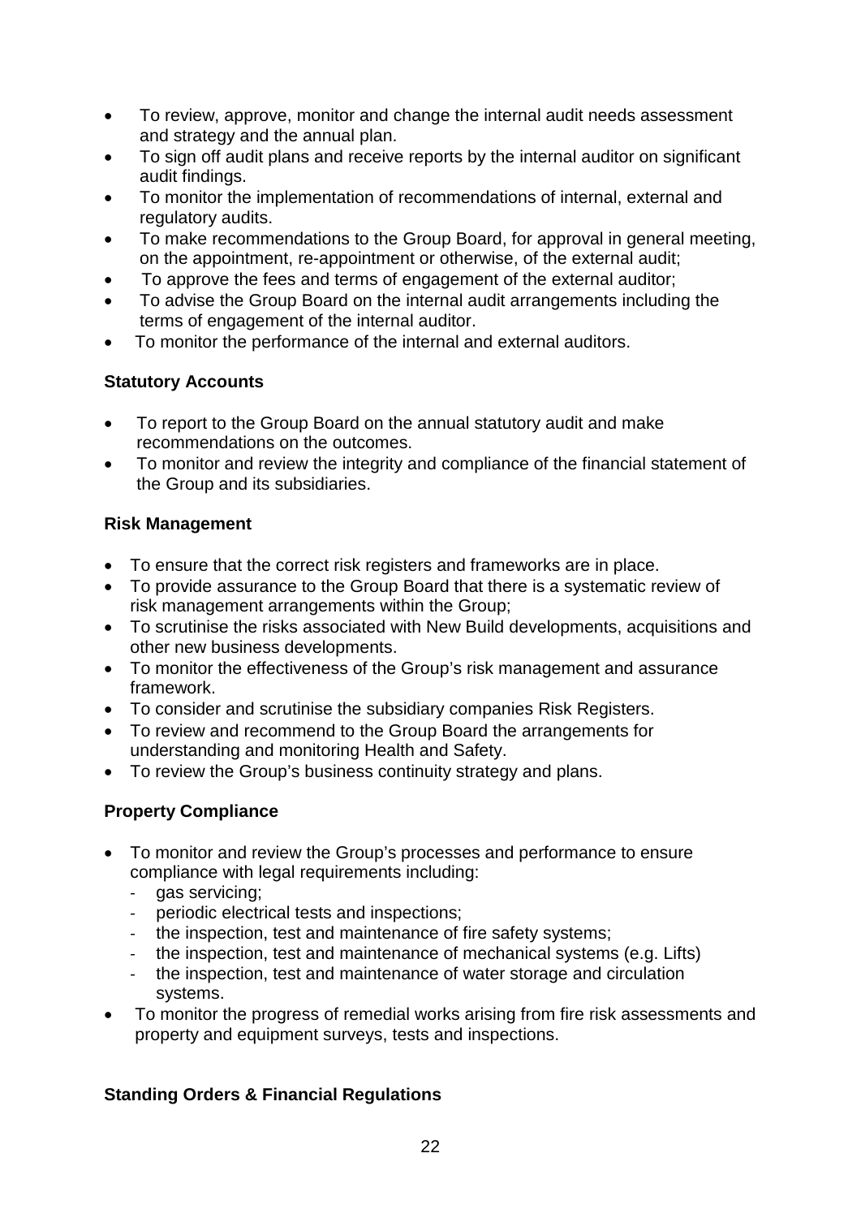- To review, approve, monitor and change the internal audit needs assessment and strategy and the annual plan.
- To sign off audit plans and receive reports by the internal auditor on significant audit findings.
- To monitor the implementation of recommendations of internal, external and regulatory audits.
- To make recommendations to the Group Board, for approval in general meeting, on the appointment, re-appointment or otherwise, of the external audit;
- To approve the fees and terms of engagement of the external auditor;
- To advise the Group Board on the internal audit arrangements including the terms of engagement of the internal auditor.
- To monitor the performance of the internal and external auditors.

**Statutory Accounts**

- To report to the Group Board on the annual statutory audit and make recommendations on the outcomes.
- To monitor and review the integrity and compliance of the financial statement of the Group and its subsidiaries.

**Risk Management**

- To ensure that the correct risk registers and frameworks are in place.
- To provide assurance to the Group Board that there is a systematic review of risk management arrangements within the Group;
- To scrutinise the risks associated with New Build developments, acquisitions and other new business developments.
- To monitor the effectiveness of the Group's risk management and assurance framework.
- To consider and scrutinise the subsidiary companies Risk Registers.
- To review and recommend to the Group Board the arrangements for understanding and monitoring Health and Safety.
- To review the Group's business continuity strategy and plans.

**Property Compliance**

- To monitor and review the Group's processes and performance to ensure compliance with legal requirements including:
  - gas servicing;
  - periodic electrical tests and inspections;
  - the inspection, test and maintenance of fire safety systems;
  - the inspection, test and maintenance of mechanical systems (e.g. Lifts)
  - the inspection, test and maintenance of water storage and circulation systems.
- To monitor the progress of remedial works arising from fire risk assessments and property and equipment surveys, tests and inspections.

**Standing Orders & Financial Regulations**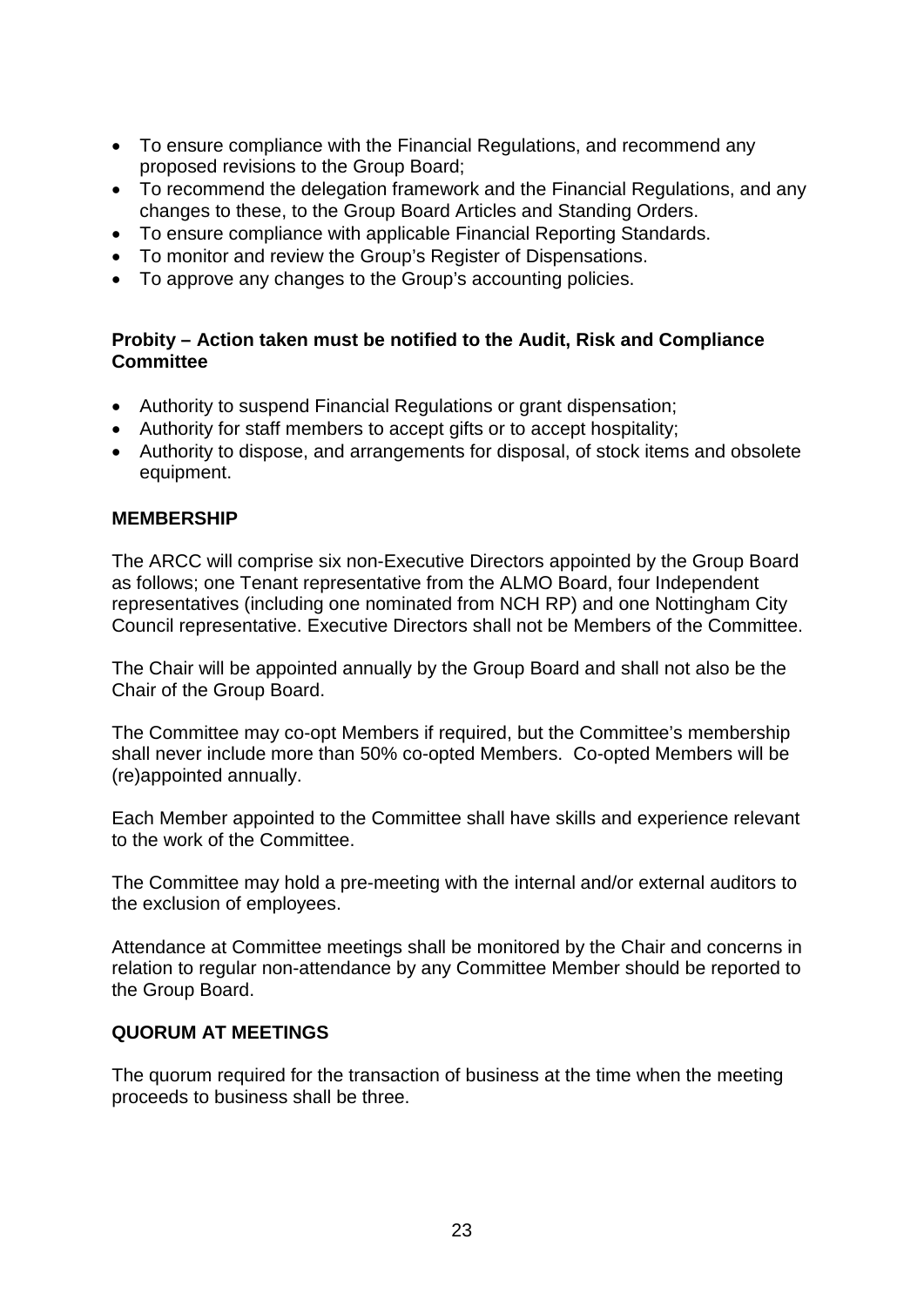- To ensure compliance with the Financial Regulations, and recommend any proposed revisions to the Group Board;
- To recommend the delegation framework and the Financial Regulations, and any changes to these, to the Group Board Articles and Standing Orders.
- To ensure compliance with applicable Financial Reporting Standards.
- To monitor and review the Group's Register of Dispensations.
- To approve any changes to the Group's accounting policies.

**Probity – Action taken must be notified to the Audit, Risk and Compliance Committee**

- Authority to suspend Financial Regulations or grant dispensation;
- Authority for staff members to accept gifts or to accept hospitality;
- Authority to dispose, and arrangements for disposal, of stock items and obsolete equipment.

**MEMBERSHIP**

The ARCC will comprise six non-Executive Directors appointed by the Group Board as follows; one Tenant representative from the ALMO Board, four Independent representatives (including one nominated from NCH RP) and one Nottingham City Council representative. Executive Directors shall not be Members of the Committee.

The Chair will be appointed annually by the Group Board and shall not also be the Chair of the Group Board.

The Committee may co-opt Members if required, but the Committee's membership shall never include more than 50% co-opted Members. Co-opted Members will be (re)appointed annually.

Each Member appointed to the Committee shall have skills and experience relevant to the work of the Committee.

The Committee may hold a pre-meeting with the internal and/or external auditors to the exclusion of employees.

Attendance at Committee meetings shall be monitored by the Chair and concerns in relation to regular non-attendance by any Committee Member should be reported to the Group Board.

**QUORUM AT MEETINGS**

The quorum required for the transaction of business at the time when the meeting proceeds to business shall be three.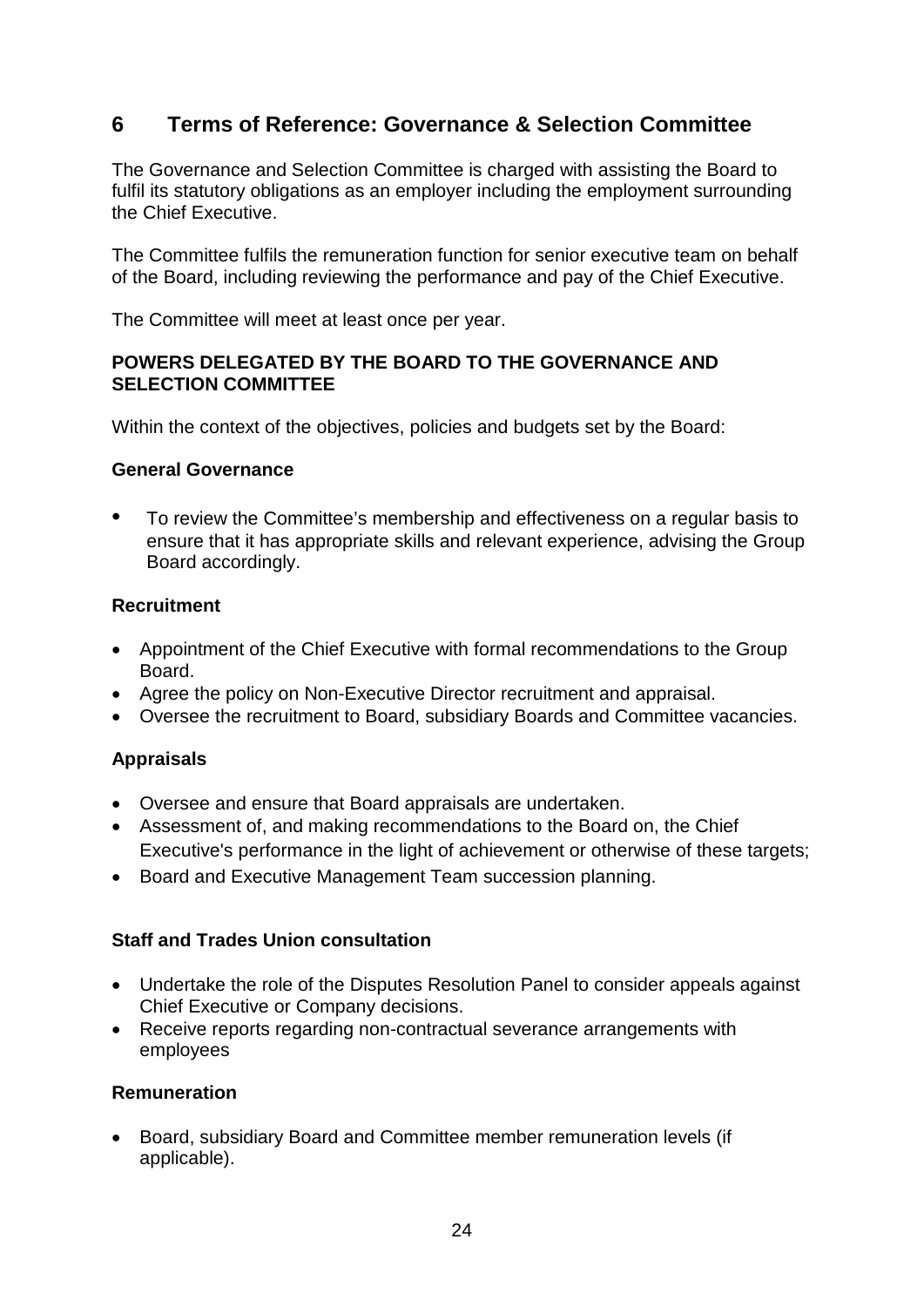## 6 Terms of Reference: Governance & Selection Committee

The Governance and Selection Committee is charged with assisting the Board to fulfil its statutory obligations as an employer including the employment surrounding the Chief Executive.

The Committee fulfils the remuneration function for senior executive team on behalf of the Board, including reviewing the performance and pay of the Chief Executive.

The Committee will meet at least once per year.

**POWERS DELEGATED BY THE BOARD TO THE GOVERNANCE AND SELECTION COMMITTEE**

Within the context of the objectives, policies and budgets set by the Board:

**General Governance**

- To review the Committee's membership and effectiveness on a regular basis to ensure that it has appropriate skills and relevant experience, advising the Group Board accordingly.

**Recruitment**

- Appointment of the Chief Executive with formal recommendations to the Group Board.
- Agree the policy on Non-Executive Director recruitment and appraisal.
- Oversee the recruitment to Board, subsidiary Boards and Committee vacancies.

**Appraisals**

- Oversee and ensure that Board appraisals are undertaken.
- Assessment of, and making recommendations to the Board on, the Chief Executive's performance in the light of achievement or otherwise of these targets;
- Board and Executive Management Team succession planning.

**Staff and Trades Union consultation**

- Undertake the role of the Disputes Resolution Panel to consider appeals against Chief Executive or Company decisions.
- Receive reports regarding non-contractual severance arrangements with employees

**Remuneration**

- Board, subsidiary Board and Committee member remuneration levels (if applicable).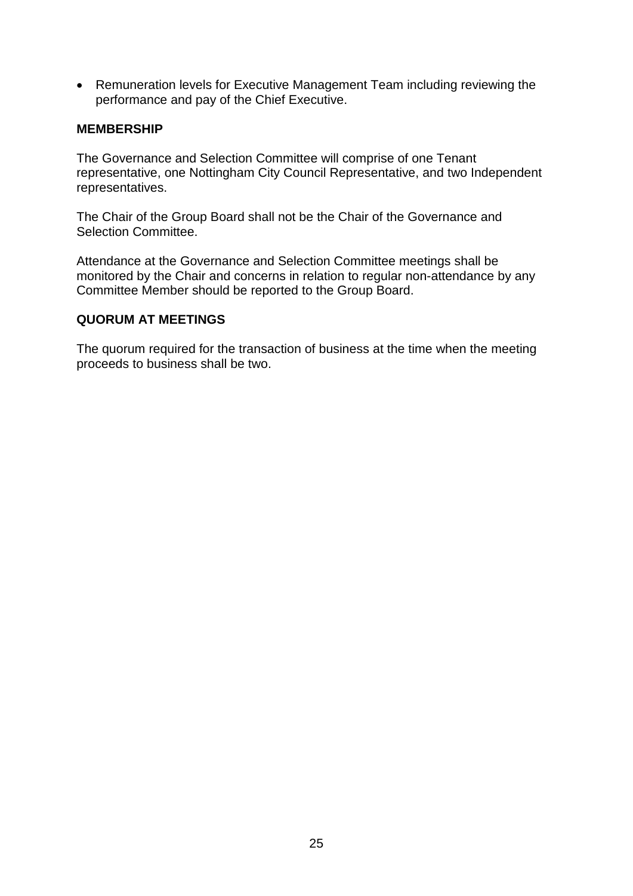- Remuneration levels for Executive Management Team including reviewing the performance and pay of the Chief Executive.

**MEMBERSHIP**

The Governance and Selection Committee will comprise of one Tenant representative, one Nottingham City Council Representative, and two Independent representatives.

The Chair of the Group Board shall not be the Chair of the Governance and Selection Committee.

Attendance at the Governance and Selection Committee meetings shall be monitored by the Chair and concerns in relation to regular non-attendance by any Committee Member should be reported to the Group Board.

**QUORUM AT MEETINGS**

The quorum required for the transaction of business at the time when the meeting proceeds to business shall be two.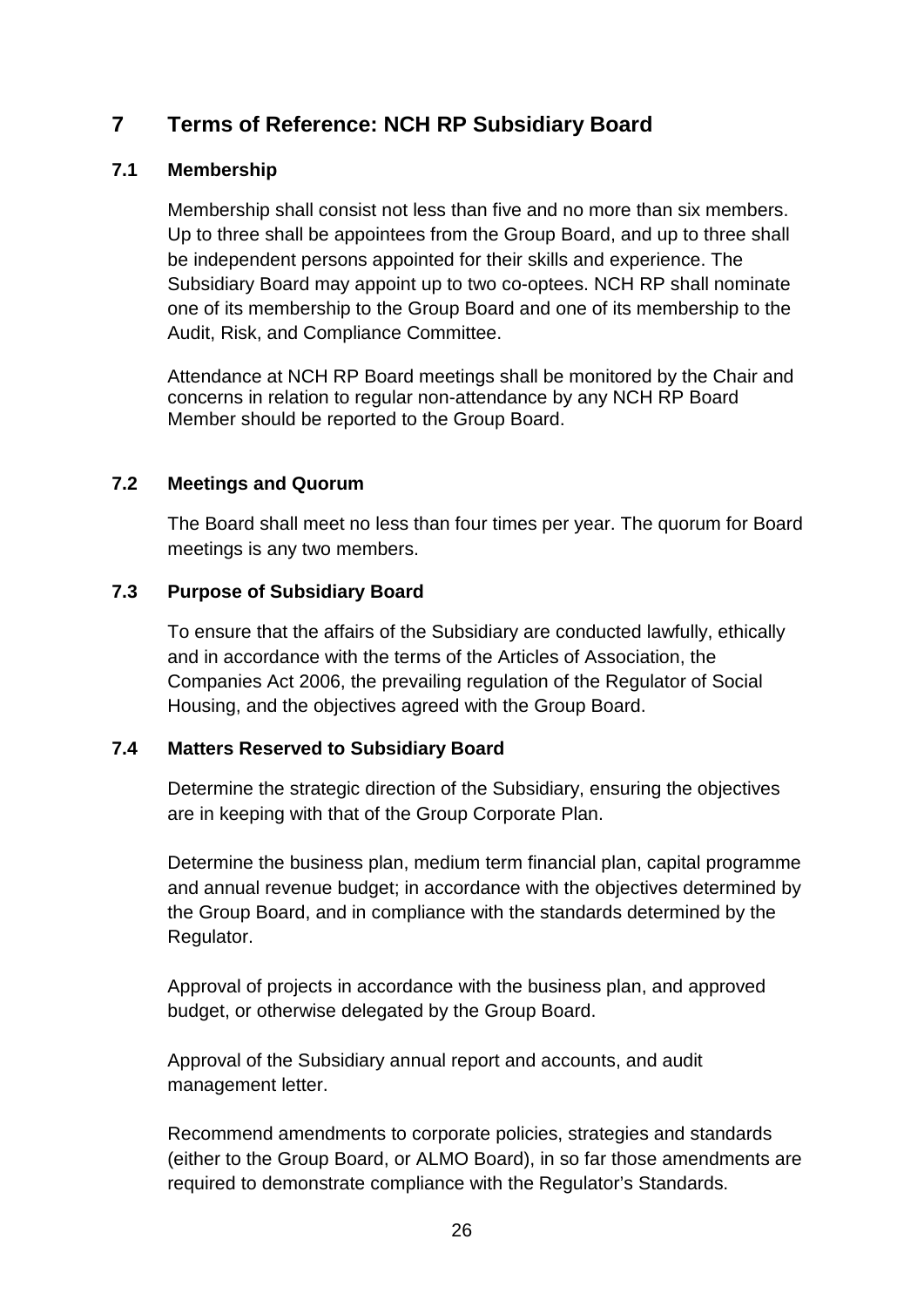# 7 Terms of Reference: NCH RP Subsidiary Board

## 7.1 Membership

Membership shall consist not less than five and no more than six members. Up to three shall be appointees from the Group Board, and up to three shall be independent persons appointed for their skills and experience. The Subsidiary Board may appoint up to two co-optees. NCH RP shall nominate one of its membership to the Group Board and one of its membership to the Audit, Risk, and Compliance Committee.

Attendance at NCH RP Board meetings shall be monitored by the Chair and concerns in relation to regular non-attendance by any NCH RP Board Member should be reported to the Group Board.

## 7.2 Meetings and Quorum

The Board shall meet no less than four times per year. The quorum for Board meetings is any two members.

## 7.3 Purpose of Subsidiary Board

To ensure that the affairs of the Subsidiary are conducted lawfully, ethically and in accordance with the terms of the Articles of Association, the Companies Act 2006, the prevailing regulation of the Regulator of Social Housing, and the objectives agreed with the Group Board.

## 7.4 Matters Reserved to Subsidiary Board

Determine the strategic direction of the Subsidiary, ensuring the objectives are in keeping with that of the Group Corporate Plan.

Determine the business plan, medium term financial plan, capital programme and annual revenue budget; in accordance with the objectives determined by the Group Board, and in compliance with the standards determined by the Regulator.

Approval of projects in accordance with the business plan, and approved budget, or otherwise delegated by the Group Board.

Approval of the Subsidiary annual report and accounts, and audit management letter.

Recommend amendments to corporate policies, strategies and standards (either to the Group Board, or ALMO Board), in so far those amendments are required to demonstrate compliance with the Regulator's Standards.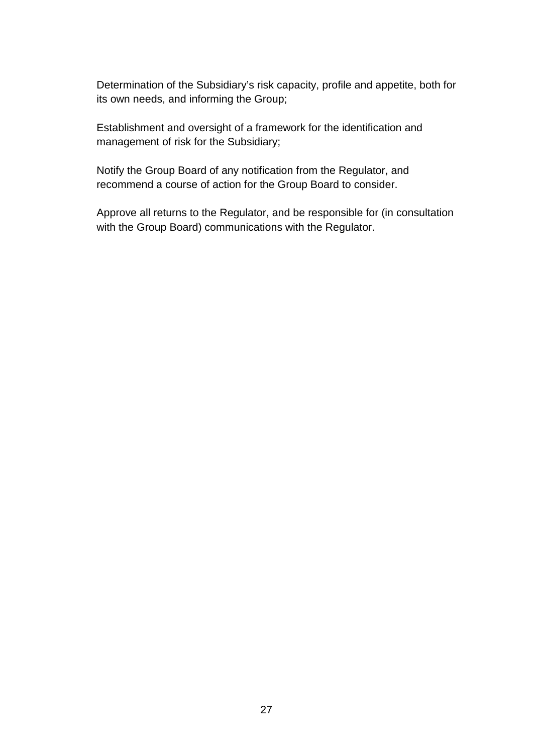Determination of the Subsidiary's risk capacity, profile and appetite, both for its own needs, and informing the Group;

Establishment and oversight of a framework for the identification and management of risk for the Subsidiary;

Notify the Group Board of any notification from the Regulator, and recommend a course of action for the Group Board to consider.

Approve all returns to the Regulator, and be responsible for (in consultation with the Group Board) communications with the Regulator.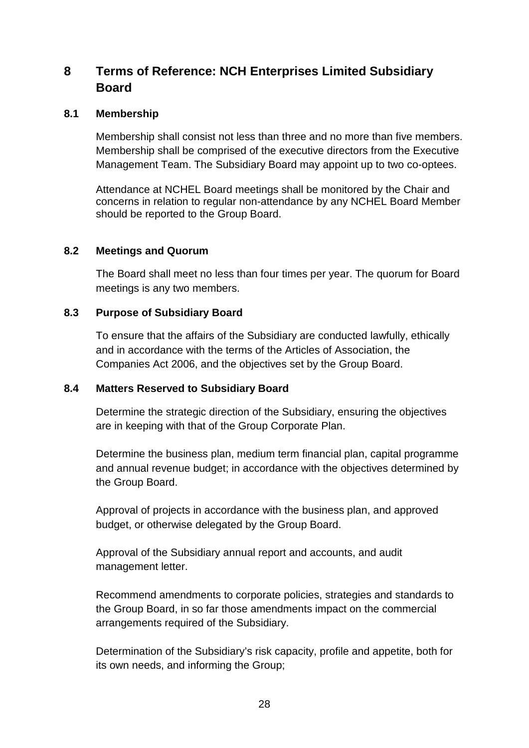# 8 Terms of Reference: NCH Enterprises Limited Subsidiary Board

## 8.1 Membership

Membership shall consist not less than three and no more than five members. Membership shall be comprised of the executive directors from the Executive Management Team. The Subsidiary Board may appoint up to two co-optees.

Attendance at NCHEL Board meetings shall be monitored by the Chair and concerns in relation to regular non-attendance by any NCHEL Board Member should be reported to the Group Board.

## 8.2 Meetings and Quorum

The Board shall meet no less than four times per year. The quorum for Board meetings is any two members.

## 8.3 Purpose of Subsidiary Board

To ensure that the affairs of the Subsidiary are conducted lawfully, ethically and in accordance with the terms of the Articles of Association, the Companies Act 2006, and the objectives set by the Group Board.

## 8.4 Matters Reserved to Subsidiary Board

Determine the strategic direction of the Subsidiary, ensuring the objectives are in keeping with that of the Group Corporate Plan.

Determine the business plan, medium term financial plan, capital programme and annual revenue budget; in accordance with the objectives determined by the Group Board.

Approval of projects in accordance with the business plan, and approved budget, or otherwise delegated by the Group Board.

Approval of the Subsidiary annual report and accounts, and audit management letter.

Recommend amendments to corporate policies, strategies and standards to the Group Board, in so far those amendments impact on the commercial arrangements required of the Subsidiary.

Determination of the Subsidiary's risk capacity, profile and appetite, both for its own needs, and informing the Group;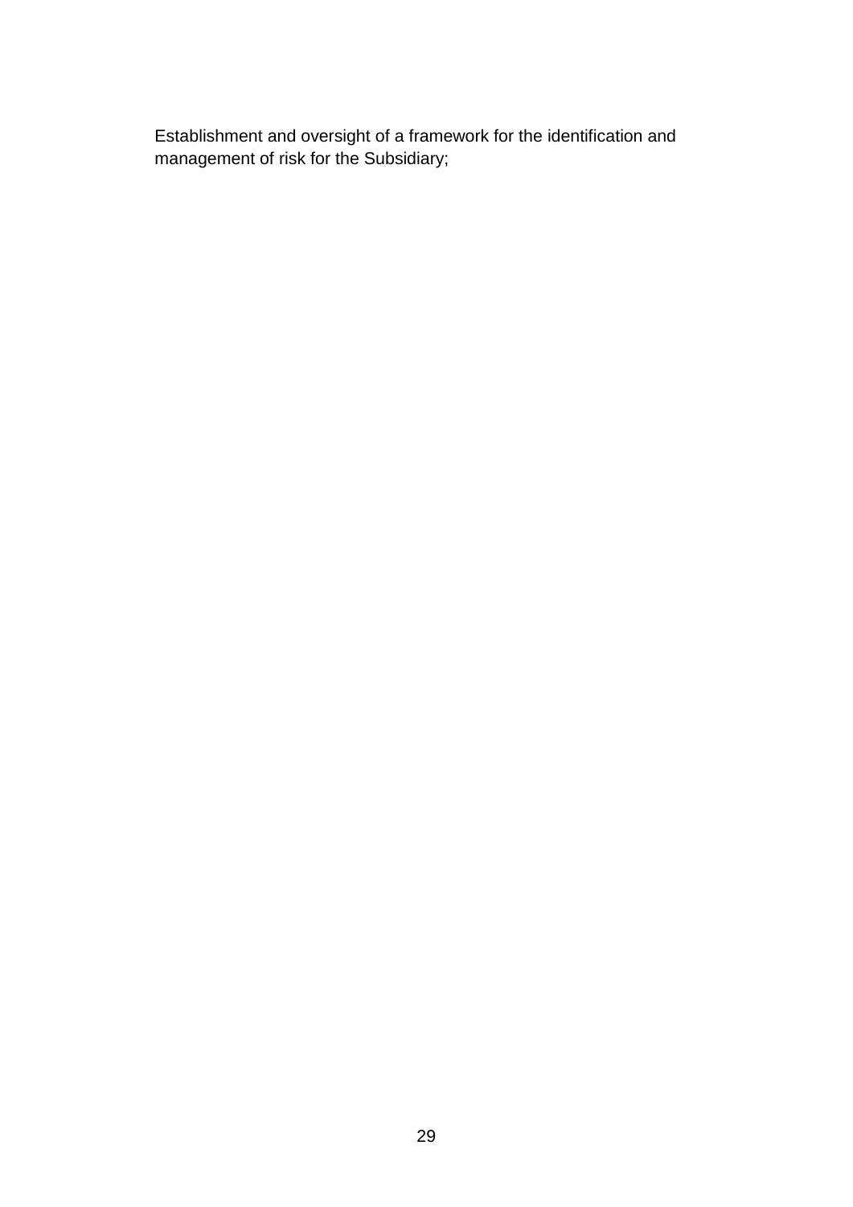Establishment and oversight of a framework for the identification and management of risk for the Subsidiary;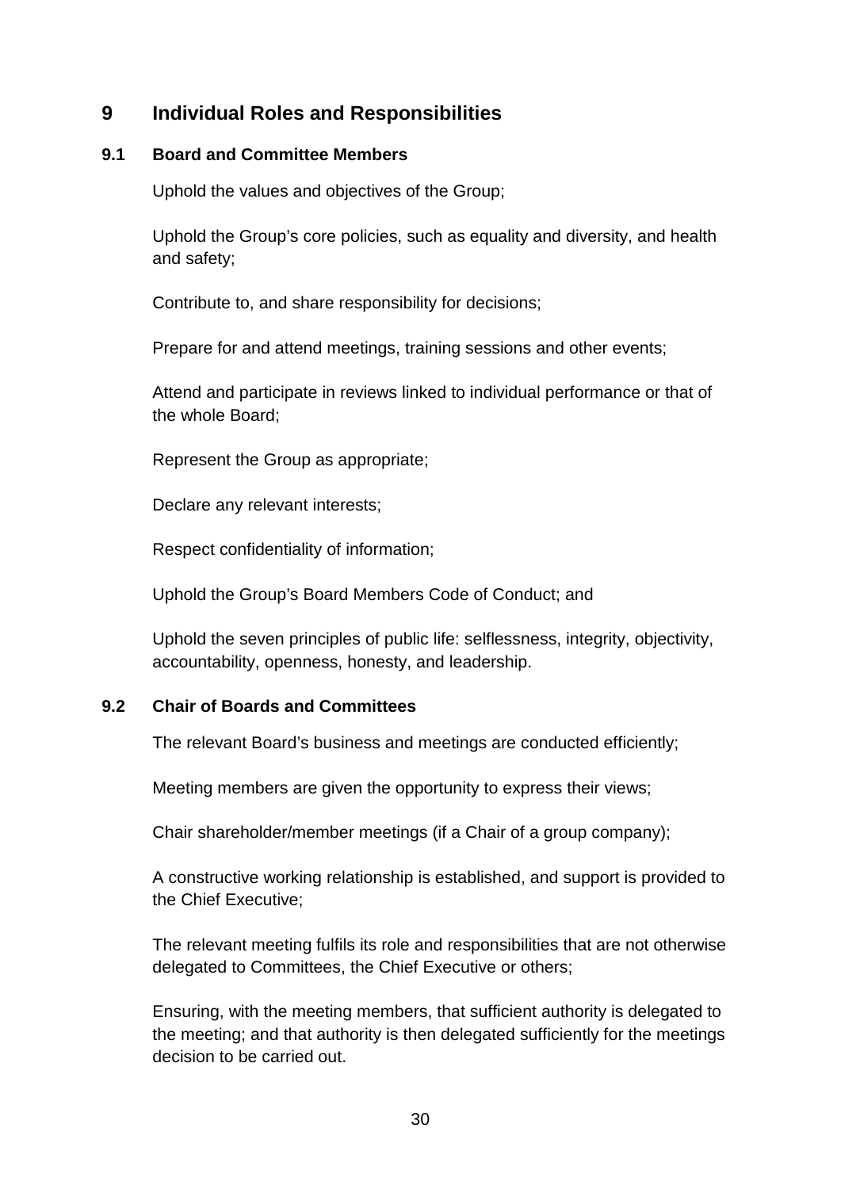## 9 Individual Roles and Responsibilities

### 9.1 Board and Committee Members

Uphold the values and objectives of the Group;

Uphold the Group's core policies, such as equality and diversity, and health and safety;

Contribute to, and share responsibility for decisions;

Prepare for and attend meetings, training sessions and other events;

Attend and participate in reviews linked to individual performance or that of the whole Board;

Represent the Group as appropriate;

Declare any relevant interests;

Respect confidentiality of information;

Uphold the Group's Board Members Code of Conduct; and

Uphold the seven principles of public life: selflessness, integrity, objectivity, accountability, openness, honesty, and leadership.

### 9.2 Chair of Boards and Committees

The relevant Board's business and meetings are conducted efficiently;

Meeting members are given the opportunity to express their views;

Chair shareholder/member meetings (if a Chair of a group company);

A constructive working relationship is established, and support is provided to the Chief Executive;

The relevant meeting fulfils its role and responsibilities that are not otherwise delegated to Committees, the Chief Executive or others;

Ensuring, with the meeting members, that sufficient authority is delegated to the meeting; and that authority is then delegated sufficiently for the meetings decision to be carried out.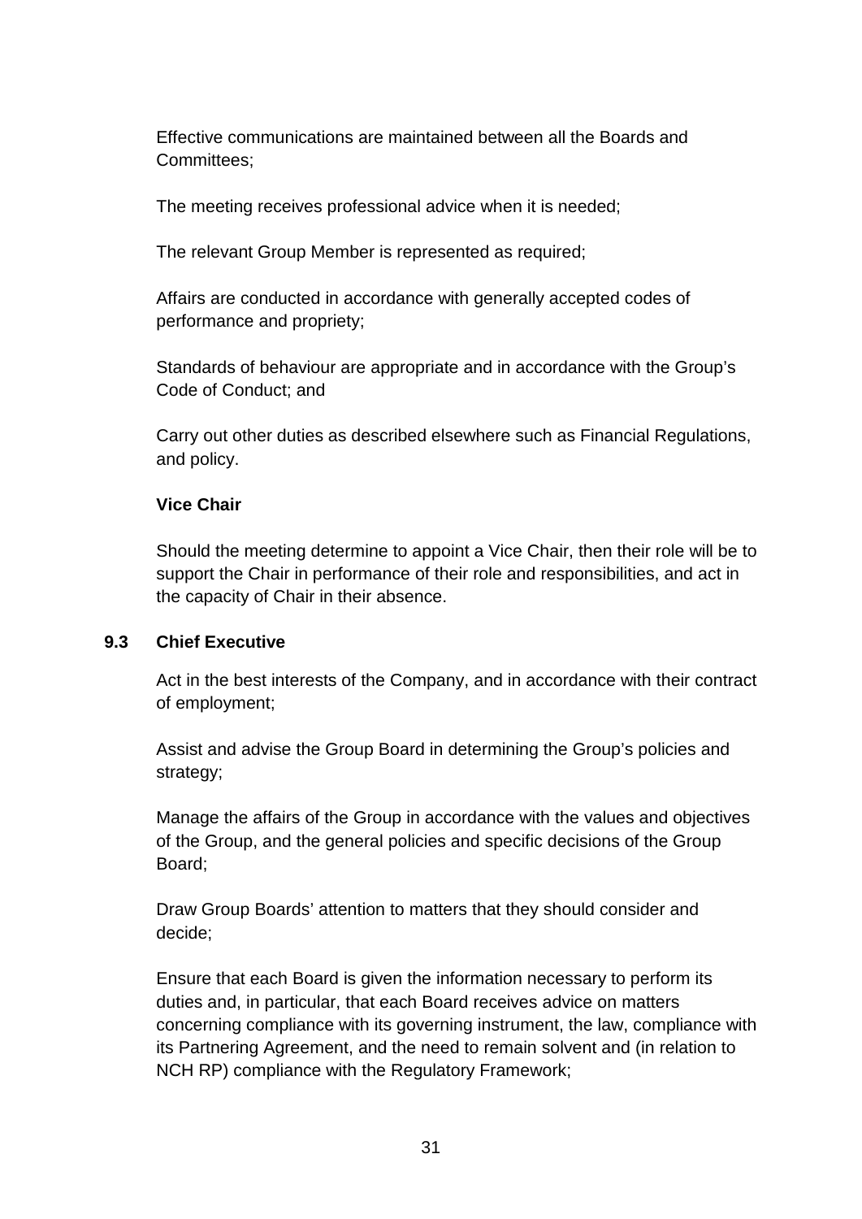Effective communications are maintained between all the Boards and Committees;

The meeting receives professional advice when it is needed;

The relevant Group Member is represented as required;

Affairs are conducted in accordance with generally accepted codes of performance and propriety;

Standards of behaviour are appropriate and in accordance with the Group's Code of Conduct; and

Carry out other duties as described elsewhere such as Financial Regulations, and policy.

**Vice Chair**

Should the meeting determine to appoint a Vice Chair, then their role will be to support the Chair in performance of their role and responsibilities, and act in the capacity of Chair in their absence.

### 9.3 Chief Executive

Act in the best interests of the Company, and in accordance with their contract of employment;

Assist and advise the Group Board in determining the Group's policies and strategy;

Manage the affairs of the Group in accordance with the values and objectives of the Group, and the general policies and specific decisions of the Group Board;

Draw Group Boards' attention to matters that they should consider and decide;

Ensure that each Board is given the information necessary to perform its duties and, in particular, that each Board receives advice on matters concerning compliance with its governing instrument, the law, compliance with its Partnering Agreement, and the need to remain solvent and (in relation to NCH RP) compliance with the Regulatory Framework;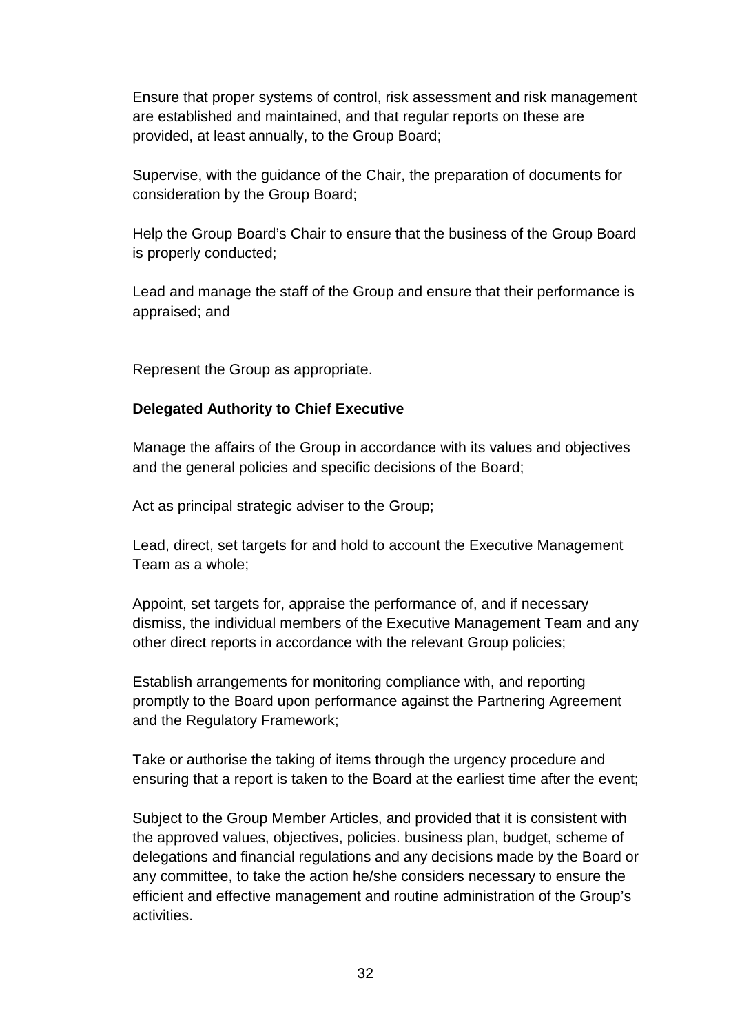Ensure that proper systems of control, risk assessment and risk management are established and maintained, and that regular reports on these are provided, at least annually, to the Group Board;

Supervise, with the guidance of the Chair, the preparation of documents for consideration by the Group Board;

Help the Group Board's Chair to ensure that the business of the Group Board is properly conducted;

Lead and manage the staff of the Group and ensure that their performance is appraised; and

Represent the Group as appropriate.

**Delegated Authority to Chief Executive**

Manage the affairs of the Group in accordance with its values and objectives and the general policies and specific decisions of the Board;

Act as principal strategic adviser to the Group;

Lead, direct, set targets for and hold to account the Executive Management Team as a whole;

Appoint, set targets for, appraise the performance of, and if necessary dismiss, the individual members of the Executive Management Team and any other direct reports in accordance with the relevant Group policies;

Establish arrangements for monitoring compliance with, and reporting promptly to the Board upon performance against the Partnering Agreement and the Regulatory Framework;

Take or authorise the taking of items through the urgency procedure and ensuring that a report is taken to the Board at the earliest time after the event;

Subject to the Group Member Articles, and provided that it is consistent with the approved values, objectives, policies. business plan, budget, scheme of delegations and financial regulations and any decisions made by the Board or any committee, to take the action he/she considers necessary to ensure the efficient and effective management and routine administration of the Group's activities.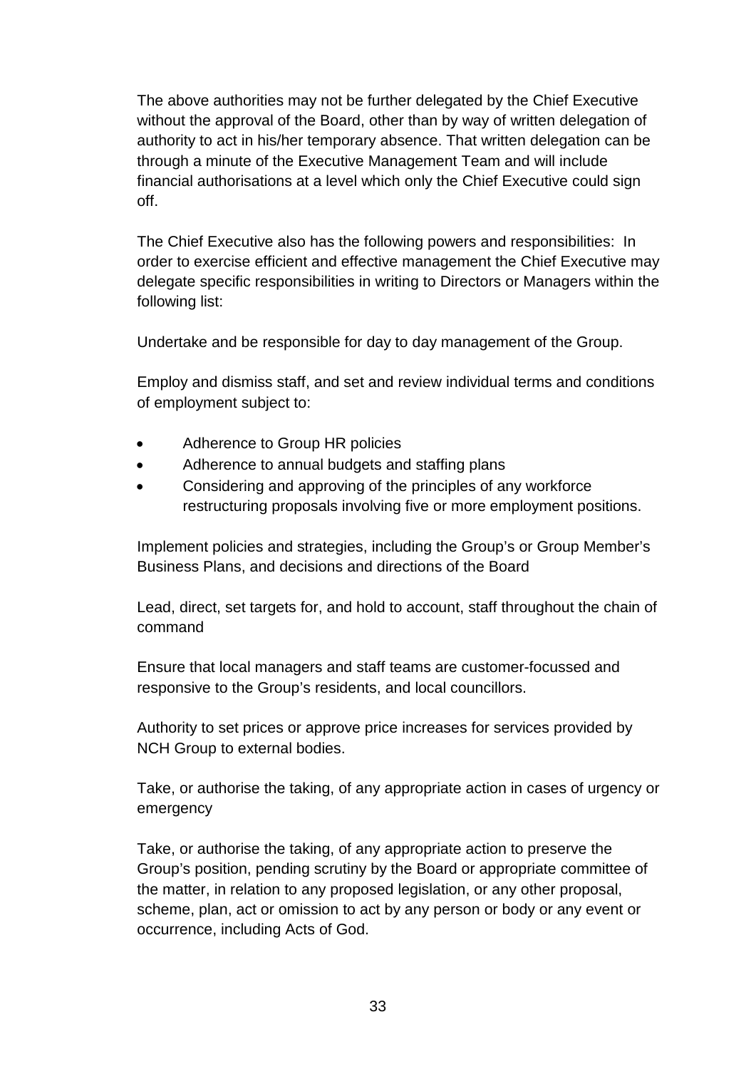The above authorities may not be further delegated by the Chief Executive without the approval of the Board, other than by way of written delegation of authority to act in his/her temporary absence. That written delegation can be through a minute of the Executive Management Team and will include financial authorisations at a level which only the Chief Executive could sign off.

The Chief Executive also has the following powers and responsibilities: In order to exercise efficient and effective management the Chief Executive may delegate specific responsibilities in writing to Directors or Managers within the following list:

Undertake and be responsible for day to day management of the Group.

Employ and dismiss staff, and set and review individual terms and conditions of employment subject to:

- Adherence to Group HR policies
- Adherence to annual budgets and staffing plans
- Considering and approving of the principles of any workforce restructuring proposals involving five or more employment positions.

Implement policies and strategies, including the Group's or Group Member's Business Plans, and decisions and directions of the Board

Lead, direct, set targets for, and hold to account, staff throughout the chain of command

Ensure that local managers and staff teams are customer-focussed and responsive to the Group's residents, and local councillors.

Authority to set prices or approve price increases for services provided by NCH Group to external bodies.

Take, or authorise the taking, of any appropriate action in cases of urgency or emergency

Take, or authorise the taking, of any appropriate action to preserve the Group's position, pending scrutiny by the Board or appropriate committee of the matter, in relation to any proposed legislation, or any other proposal, scheme, plan, act or omission to act by any person or body or any event or occurrence, including Acts of God.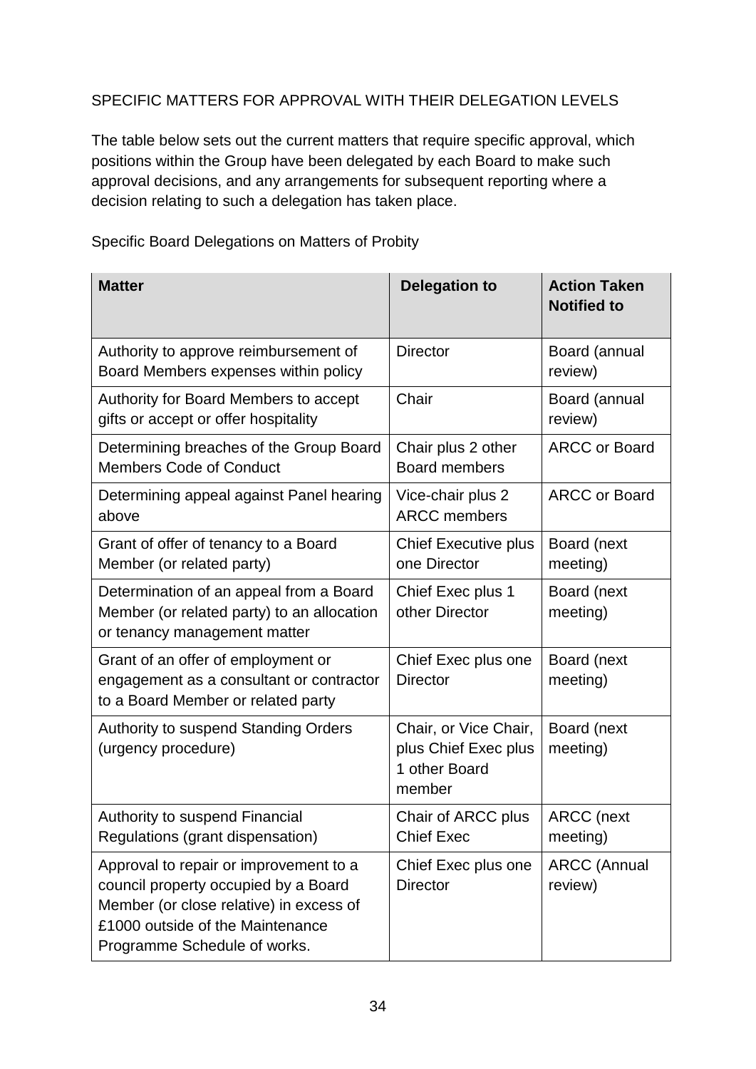SPECIFIC MATTERS FOR APPROVAL WITH THEIR DELEGATION LEVELS

The table below sets out the current matters that require specific approval, which positions within the Group have been delegated by each Board to make such approval decisions, and any arrangements for subsequent reporting where a decision relating to such a delegation has taken place.

Specific Board Delegations on Matters of Probity

| Matter | Delegation to | Action Taken Notified to |
|---|---|---|
| Authority to approve reimbursement of Board Members expenses within policy | Director | Board (annual review) |
| Authority for Board Members to accept gifts or accept or offer hospitality | Chair | Board (annual review) |
| Determining breaches of the Group Board Members Code of Conduct | Chair plus 2 other Board members | ARCC or Board |
| Determining appeal against Panel hearing above | Vice-chair plus 2 ARCC members | ARCC or Board |
| Grant of offer of tenancy to a Board Member (or related party) | Chief Executive plus one Director | Board (next meeting) |
| Determination of an appeal from a Board Member (or related party) to an allocation or tenancy management matter | Chief Exec plus 1 other Director | Board (next meeting) |
| Grant of an offer of employment or engagement as a consultant or contractor to a Board Member or related party | Chief Exec plus one Director | Board (next meeting) |
| Authority to suspend Standing Orders (urgency procedure) | Chair, or Vice Chair, plus Chief Exec plus 1 other Board member | Board (next meeting) |
| Authority to suspend Financial Regulations (grant dispensation) | Chair of ARCC plus Chief Exec | ARCC (next meeting) |
| Approval to repair or improvement to a council property occupied by a Board Member (or close relative) in excess of £1000 outside of the Maintenance Programme Schedule of works. | Chief Exec plus one Director | ARCC (Annual review) |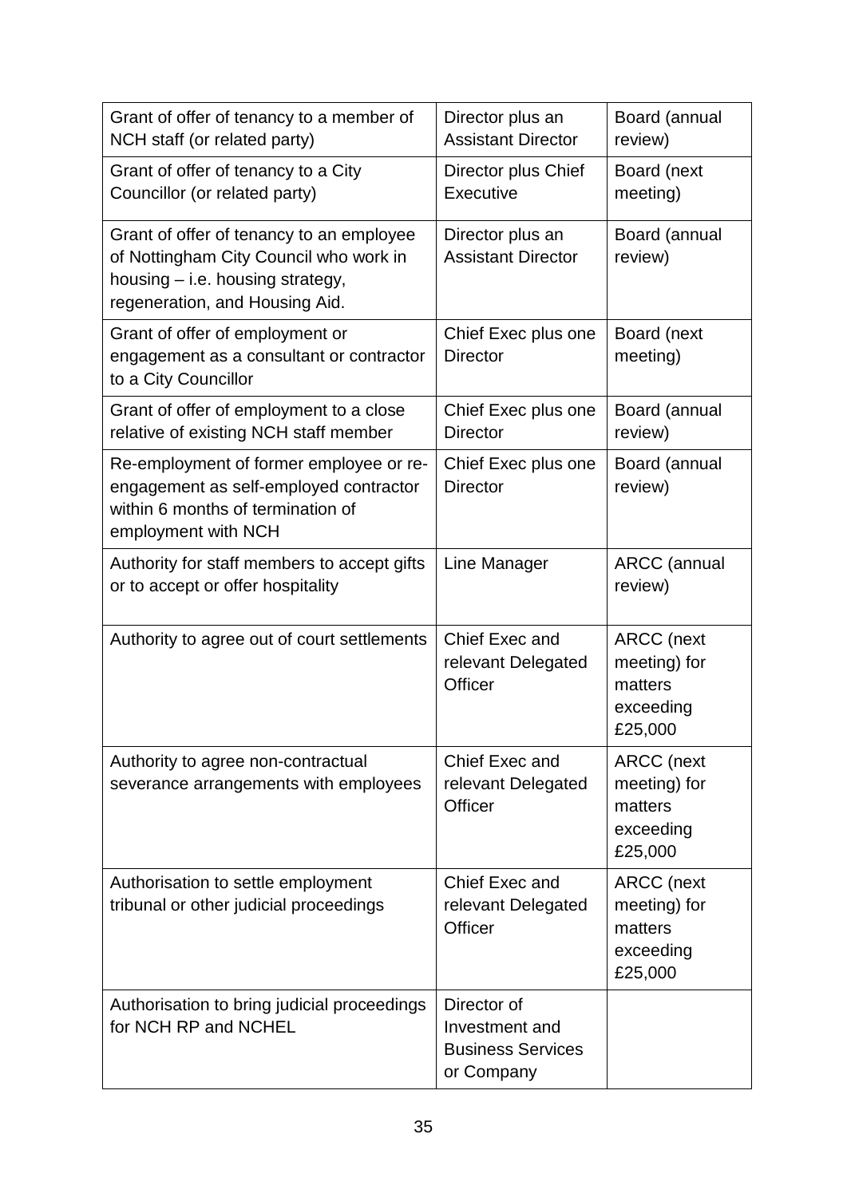| | | |
|---|---|---|
| Grant of offer of tenancy to a member of NCH staff (or related party) | Director plus an Assistant Director | Board (annual review) |
| Grant of offer of tenancy to a City Councillor (or related party) | Director plus Chief Executive | Board (next meeting) |
| Grant of offer of tenancy to an employee of Nottingham City Council who work in housing – i.e. housing strategy, regeneration, and Housing Aid. | Director plus an Assistant Director | Board (annual review) |
| Grant of offer of employment or engagement as a consultant or contractor to a City Councillor | Chief Exec plus one Director | Board (next meeting) |
| Grant of offer of employment to a close relative of existing NCH staff member | Chief Exec plus one Director | Board (annual review) |
| Re-employment of former employee or re-engagement as self-employed contractor within 6 months of termination of employment with NCH | Chief Exec plus one Director | Board (annual review) |
| Authority for staff members to accept gifts or to accept or offer hospitality | Line Manager | ARCC (annual review) |
| Authority to agree out of court settlements | Chief Exec and relevant Delegated Officer | ARCC (next meeting) for matters exceeding £25,000 |
| Authority to agree non-contractual severance arrangements with employees | Chief Exec and relevant Delegated Officer | ARCC (next meeting) for matters exceeding £25,000 |
| Authorisation to settle employment tribunal or other judicial proceedings | Chief Exec and relevant Delegated Officer | ARCC (next meeting) for matters exceeding £25,000 |
| Authorisation to bring judicial proceedings for NCH RP and NCHEL | Director of Investment and Business Services or Company | |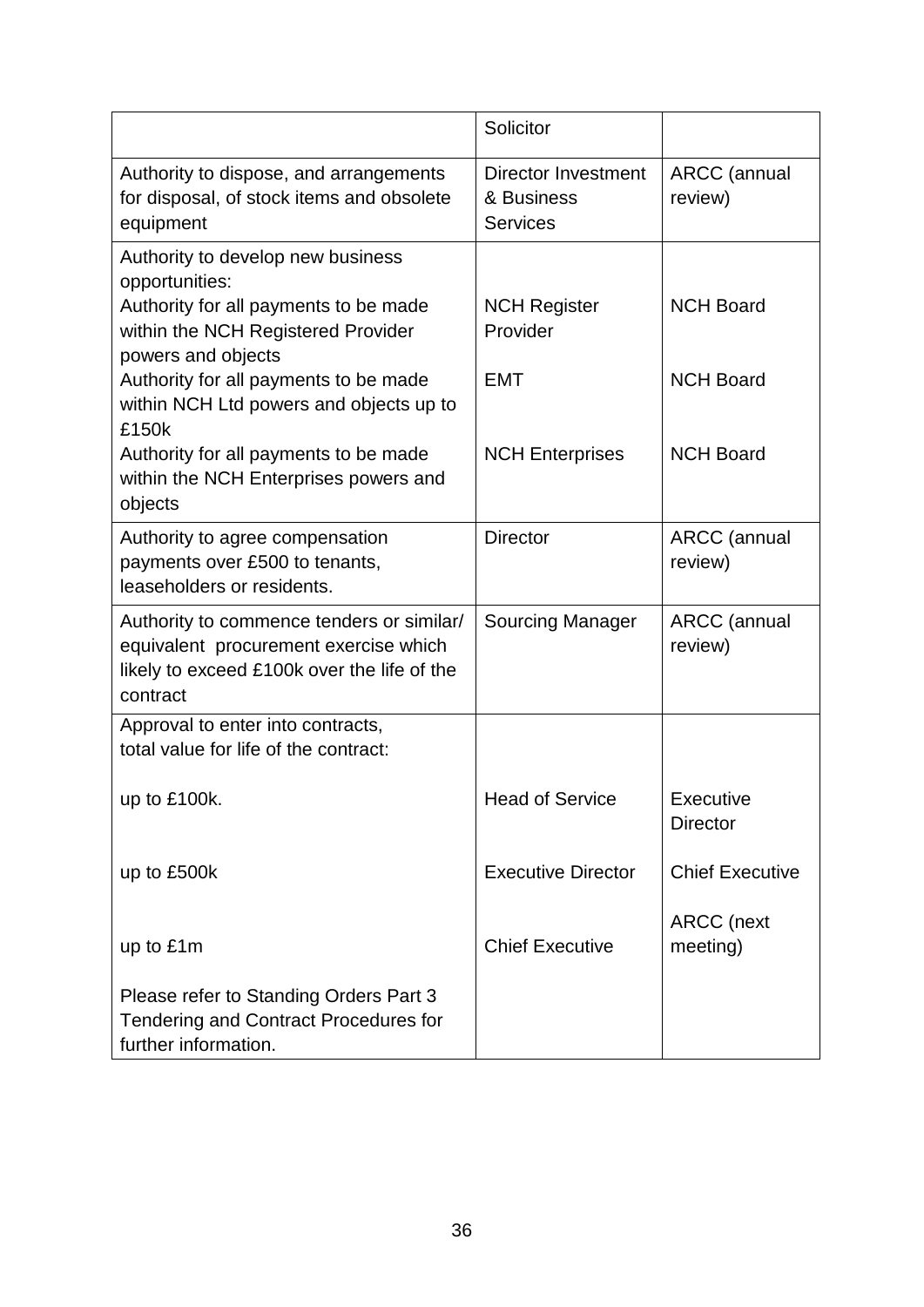| | | |
|---|---|---|
| | Solicitor | |
| Authority to dispose, and arrangements for disposal, of stock items and obsolete equipment | Director Investment & Business Services | ARCC (annual review) |
| Authority to develop new business opportunities:<br>Authority for all payments to be made within the NCH Registered Provider powers and objects<br>Authority for all payments to be made within NCH Ltd powers and objects up to £150k<br>Authority for all payments to be made within the NCH Enterprises powers and objects | <br>NCH Register Provider<br>EMT<br>NCH Enterprises | <br>NCH Board<br>NCH Board<br>NCH Board |
| Authority to agree compensation payments over £500 to tenants, leaseholders or residents. | Director | ARCC (annual review) |
| Authority to commence tenders or similar/ equivalent procurement exercise which likely to exceed £100k over the life of the contract | Sourcing Manager | ARCC (annual review) |
| Approval to enter into contracts, total value for life of the contract:<br><br>up to £100k.<br><br>up to £500k<br><br>up to £1m<br><br>Please refer to Standing Orders Part 3 Tendering and Contract Procedures for further information. | <br><br>Head of Service<br><br>Executive Director<br><br>Chief Executive | <br><br>Executive Director<br><br>Chief Executive<br><br>ARCC (next meeting) |